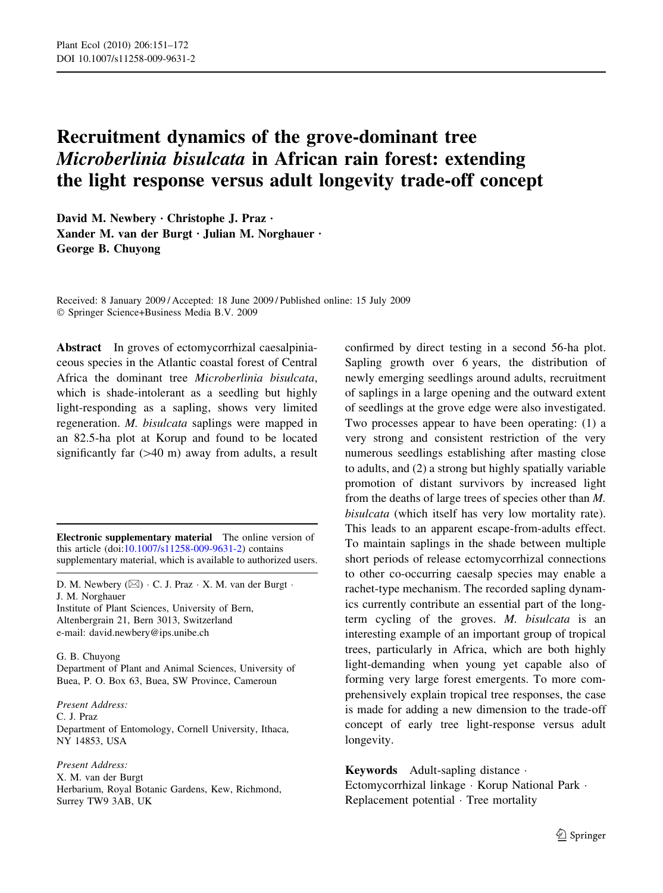# Recruitment dynamics of the grove-dominant tree *Microberlinia bisulcata* in African rain forest: extending the light response versus adult longevity trade-off concept

**David M. Newbery · Christophe J. Praz · Xander M. van der Burgt · Julian M. Norghauer · George B. Chuyong**

Received: 8 January 2009 / Accepted: 18 June 2009 / Published online: 15 July 2009
© Springer Science+Business Media B.V. 2009

**Abstract** In groves of ectomycorrhizal caesalpiniaceous species in the Atlantic coastal forest of Central Africa the dominant tree *Microberlinia bisulcata*, which is shade-intolerant as a seedling but highly light-responding as a sapling, shows very limited regeneration. *M. bisulcata* saplings were mapped in an 82.5-ha plot at Korup and found to be located significantly far (>40 m) away from adults, a result confirmed by direct testing in a second 56-ha plot. Sapling growth over 6 years, the distribution of newly emerging seedlings around adults, recruitment of saplings in a large opening and the outward extent of seedlings at the grove edge were also investigated. Two processes appear to have been operating: (1) a very strong and consistent restriction of the very numerous seedlings establishing after masting close to adults, and (2) a strong but highly spatially variable promotion of distant survivors by increased light from the deaths of large trees of species other than *M. bisulcata* (which itself has very low mortality rate). This leads to an apparent escape-from-adults effect. To maintain saplings in the shade between multiple short periods of release ectomycorrhizal connections to other co-occurring caesalp species may enable a rachet-type mechanism. The recorded sapling dynamics currently contribute an essential part of the long-term cycling of the groves. *M. bisulcata* is an interesting example of an important group of tropical trees, particularly in Africa, which are both highly light-demanding when young yet capable also of forming very large forest emergents. To more comprehensively explain tropical tree responses, the case is made for adding a new dimension to the trade-off concept of early tree light-response versus adult longevity.

**Keywords** Adult-sapling distance · Ectomycorrhizal linkage · Korup National Park · Replacement potential · Tree mortality

---

**Electronic supplementary material** The online version of this article (doi:10.1007/s11258-009-9631-2) contains supplementary material, which is available to authorized users.

D. M. Newbery (✉) · C. J. Praz · X. M. van der Burgt · J. M. Norghauer
Institute of Plant Sciences, University of Bern, Altenbergrain 21, Bern 3013, Switzerland
e-mail: david.newbery@ips.unibe.ch

G. B. Chuyong
Department of Plant and Animal Sciences, University of Buea, P. O. Box 63, Buea, SW Province, Cameroun

*Present Address:*
C. J. Praz
Department of Entomology, Cornell University, Ithaca, NY 14853, USA

*Present Address:*
X. M. van der Burgt
Herbarium, Royal Botanic Gardens, Kew, Richmond, Surrey TW9 3AB, UK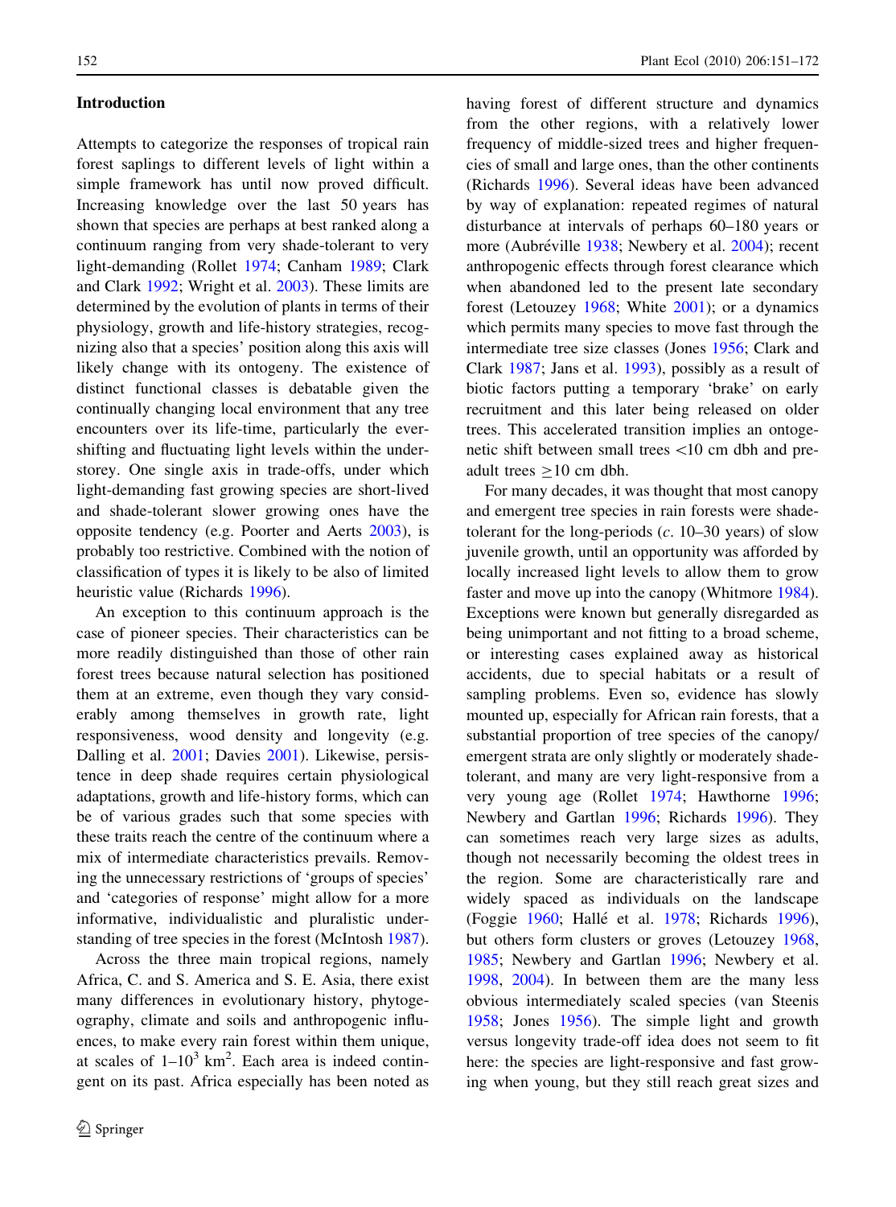## Introduction

Attempts to categorize the responses of tropical rain forest saplings to different levels of light within a simple framework has until now proved difficult. Increasing knowledge over the last 50 years has shown that species are perhaps at best ranked along a continuum ranging from very shade-tolerant to very light-demanding (Rollet 1974; Canham 1989; Clark and Clark 1992; Wright et al. 2003). These limits are determined by the evolution of plants in terms of their physiology, growth and life-history strategies, recognizing also that a species' position along this axis will likely change with its ontogeny. The existence of distinct functional classes is debatable given the continually changing local environment that any tree encounters over its life-time, particularly the ever-shifting and fluctuating light levels within the understorey. One single axis in trade-offs, under which light-demanding fast growing species are short-lived and shade-tolerant slower growing ones have the opposite tendency (e.g. Poorter and Aerts 2003), is probably too restrictive. Combined with the notion of classification of types it is likely to be also of limited heuristic value (Richards 1996).

An exception to this continuum approach is the case of pioneer species. Their characteristics can be more readily distinguished than those of other rain forest trees because natural selection has positioned them at an extreme, even though they vary considerably among themselves in growth rate, light responsiveness, wood density and longevity (e.g. Dalling et al. 2001; Davies 2001). Likewise, persistence in deep shade requires certain physiological adaptations, growth and life-history forms, which can be of various grades such that some species with these traits reach the centre of the continuum where a mix of intermediate characteristics prevails. Removing the unnecessary restrictions of 'groups of species' and 'categories of response' might allow for a more informative, individualistic and pluralistic understanding of tree species in the forest (McIntosh 1987).

Across the three main tropical regions, namely Africa, C. and S. America and S. E. Asia, there exist many differences in evolutionary history, phytogeography, climate and soils and anthropogenic influences, to make every rain forest within them unique, at scales of 1–10$^3$ km$^2$. Each area is indeed contingent on its past. Africa especially has been noted as having forest of different structure and dynamics from the other regions, with a relatively lower frequency of middle-sized trees and higher frequencies of small and large ones, than the other continents (Richards 1996). Several ideas have been advanced by way of explanation: repeated regimes of natural disturbance at intervals of perhaps 60–180 years or more (Aubréville 1938; Newbery et al. 2004); recent anthropogenic effects through forest clearance which when abandoned led to the present late secondary forest (Letouzey 1968; White 2001); or a dynamics which permits many species to move fast through the intermediate tree size classes (Jones 1956; Clark and Clark 1987; Jans et al. 1993), possibly as a result of biotic factors putting a temporary 'brake' on early recruitment and this later being released on older trees. This accelerated transition implies an ontogenetic shift between small trees <10 cm dbh and pre-adult trees ≥10 cm dbh.

For many decades, it was thought that most canopy and emergent tree species in rain forests were shade-tolerant for the long-periods (*c.* 10–30 years) of slow juvenile growth, until an opportunity was afforded by locally increased light levels to allow them to grow faster and move up into the canopy (Whitmore 1984). Exceptions were known but generally disregarded as being unimportant and not fitting to a broad scheme, or interesting cases explained away as historical accidents, due to special habitats or a result of sampling problems. Even so, evidence has slowly mounted up, especially for African rain forests, that a substantial proportion of tree species of the canopy/emergent strata are only slightly or moderately shade-tolerant, and many are very light-responsive from a very young age (Rollet 1974; Hawthorne 1996; Newbery and Gartlan 1996; Richards 1996). They can sometimes reach very large sizes as adults, though not necessarily becoming the oldest trees in the region. Some are characteristically rare and widely spaced as individuals on the landscape (Foggie 1960; Hallé et al. 1978; Richards 1996), but others form clusters or groves (Letouzey 1968, 1985; Newbery and Gartlan 1996; Newbery et al. 1998, 2004). In between them are the many less obvious intermediately scaled species (van Steenis 1958; Jones 1956). The simple light and growth versus longevity trade-off idea does not seem to fit here: the species are light-responsive and fast growing when young, but they still reach great sizes and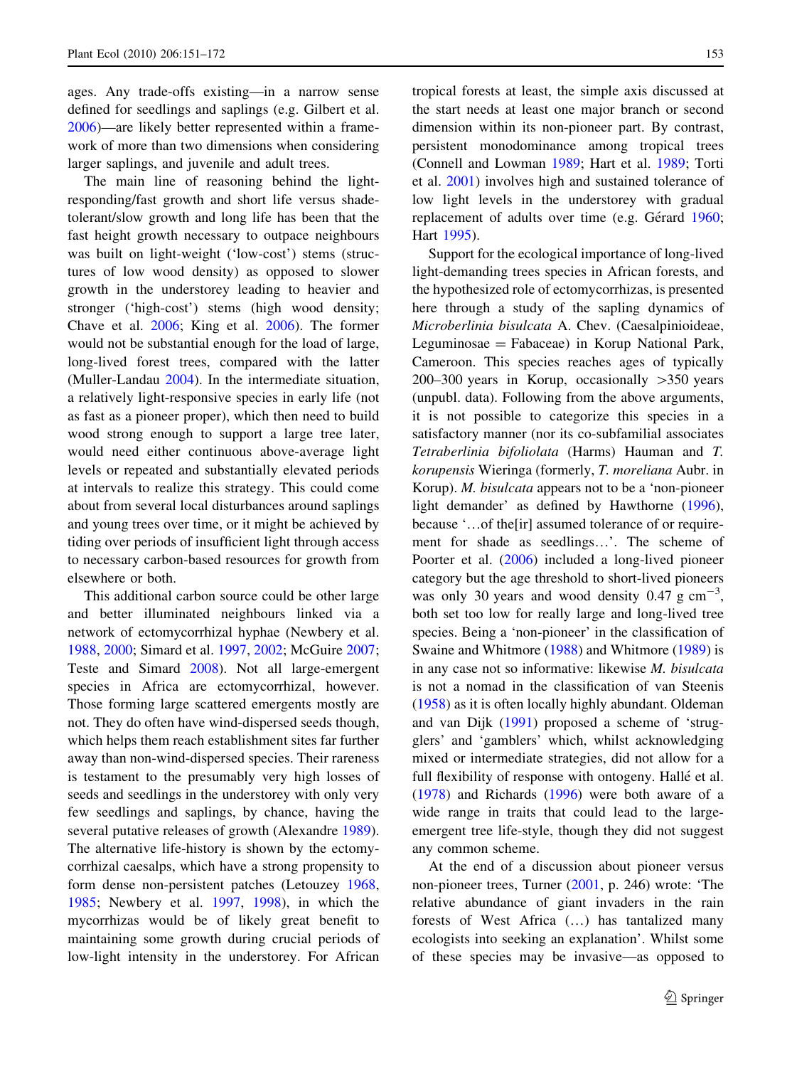ages. Any trade-offs existing—in a narrow sense defined for seedlings and saplings (e.g. Gilbert et al. 2006)—are likely better represented within a framework of more than two dimensions when considering larger saplings, and juvenile and adult trees.

The main line of reasoning behind the light-responding/fast growth and short life versus shade-tolerant/slow growth and long life has been that the fast height growth necessary to outpace neighbours was built on light-weight ('low-cost') stems (structures of low wood density) as opposed to slower growth in the understorey leading to heavier and stronger ('high-cost') stems (high wood density; Chave et al. 2006; King et al. 2006). The former would not be substantial enough for the load of large, long-lived forest trees, compared with the latter (Muller-Landau 2004). In the intermediate situation, a relatively light-responsive species in early life (not as fast as a pioneer proper), which then need to build wood strong enough to support a large tree later, would need either continuous above-average light levels or repeated and substantially elevated periods at intervals to realize this strategy. This could come about from several local disturbances around saplings and young trees over time, or it might be achieved by tiding over periods of insufficient light through access to necessary carbon-based resources for growth from elsewhere or both.

This additional carbon source could be other large and better illuminated neighbours linked via a network of ectomycorrhizal hyphae (Newbery et al. 1988, 2000; Simard et al. 1997, 2002; McGuire 2007; Teste and Simard 2008). Not all large-emergent species in Africa are ectomycorrhizal, however. Those forming large scattered emergents mostly are not. They do often have wind-dispersed seeds though, which helps them reach establishment sites far further away than non-wind-dispersed species. Their rareness is testament to the presumably very high losses of seeds and seedlings in the understorey with only very few seedlings and saplings, by chance, having the several putative releases of growth (Alexandre 1989). The alternative life-history is shown by the ectomycorrhizal caesalps, which have a strong propensity to form dense non-persistent patches (Letouzey 1968, 1985; Newbery et al. 1997, 1998), in which the mycorrhizas would be of likely great benefit to maintaining some growth during crucial periods of low-light intensity in the understorey. For African tropical forests at least, the simple axis discussed at the start needs at least one major branch or second dimension within its non-pioneer part. By contrast, persistent monodominance among tropical trees (Connell and Lowman 1989; Hart et al. 1989; Torti et al. 2001) involves high and sustained tolerance of low light levels in the understorey with gradual replacement of adults over time (e.g. Gérard 1960; Hart 1995).

Support for the ecological importance of long-lived light-demanding trees species in African forests, and the hypothesized role of ectomycorrhizas, is presented here through a study of the sapling dynamics of *Microberlinia bisulcata* A. Chev. (Caesalpinioideae, Leguminosae = Fabaceae) in Korup National Park, Cameroon. This species reaches ages of typically 200–300 years in Korup, occasionally >350 years (unpubl. data). Following from the above arguments, it is not possible to categorize this species in a satisfactory manner (nor its co-subfamilial associates *Tetraberlinia bifoliolata* (Harms) Hauman and *T. korupensis* Wieringa (formerly, *T. moreliana* Aubr. in Korup). *M. bisulcata* appears not to be a 'non-pioneer light demander' as defined by Hawthorne (1996), because '…of the[ir] assumed tolerance of or requirement for shade as seedlings…'. The scheme of Poorter et al. (2006) included a long-lived pioneer category but the age threshold to short-lived pioneers was only 30 years and wood density 0.47 g $cm^{-3}$, both set too low for really large and long-lived tree species. Being a 'non-pioneer' in the classification of Swaine and Whitmore (1988) and Whitmore (1989) is in any case not so informative: likewise *M. bisulcata* is not a nomad in the classification of van Steenis (1958) as it is often locally highly abundant. Oldeman and van Dijk (1991) proposed a scheme of 'strugglers' and 'gamblers' which, whilst acknowledging mixed or intermediate strategies, did not allow for a full flexibility of response with ontogeny. Hallé et al. (1978) and Richards (1996) were both aware of a wide range in traits that could lead to the large-emergent tree life-style, though they did not suggest any common scheme.

At the end of a discussion about pioneer versus non-pioneer trees, Turner (2001, p. 246) wrote: 'The relative abundance of giant invaders in the rain forests of West Africa (…) has tantalized many ecologists into seeking an explanation'. Whilst some of these species may be invasive—as opposed to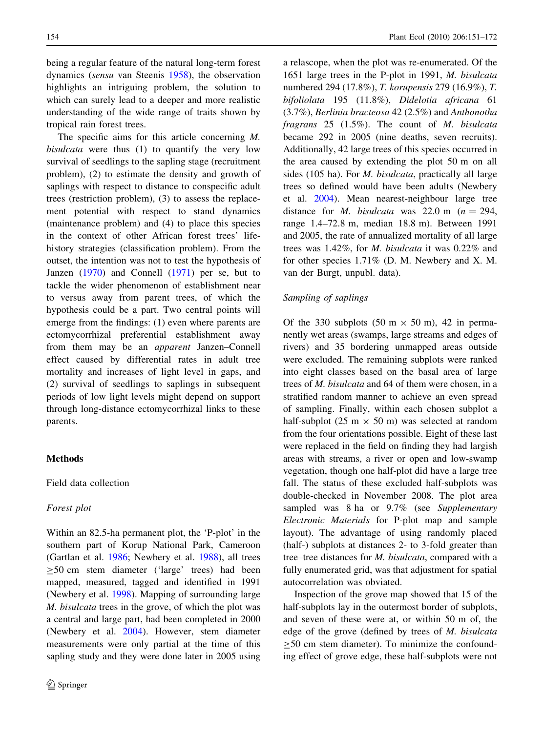being a regular feature of the natural long-term forest dynamics (*sensu* van Steenis 1958), the observation highlights an intriguing problem, the solution to which can surely lead to a deeper and more realistic understanding of the wide range of traits shown by tropical rain forest trees.

The specific aims for this article concerning *M. bisulcata* were thus (1) to quantify the very low survival of seedlings to the sapling stage (recruitment problem), (2) to estimate the density and growth of saplings with respect to distance to conspecific adult trees (restriction problem), (3) to assess the replacement potential with respect to stand dynamics (maintenance problem) and (4) to place this species in the context of other African forest trees' life-history strategies (classification problem). From the outset, the intention was not to test the hypothesis of Janzen (1970) and Connell (1971) per se, but to tackle the wider phenomenon of establishment near to versus away from parent trees, of which the hypothesis could be a part. Two central points will emerge from the findings: (1) even where parents are ectomycorrhizal preferential establishment away from them may be an *apparent* Janzen–Connell effect caused by differential rates in adult tree mortality and increases of light level in gaps, and (2) survival of seedlings to saplings in subsequent periods of low light levels might depend on support through long-distance ectomycorrhizal links to these parents.

## Methods

### Field data collection

#### Forest plot

Within an 82.5-ha permanent plot, the 'P-plot' in the southern part of Korup National Park, Cameroon (Gartlan et al. 1986; Newbery et al. 1988), all trees ≥50 cm stem diameter ('large' trees) had been mapped, measured, tagged and identified in 1991 (Newbery et al. 1998). Mapping of surrounding large *M. bisulcata* trees in the grove, of which the plot was a central and large part, had been completed in 2000 (Newbery et al. 2004). However, stem diameter measurements were only partial at the time of this sapling study and they were done later in 2005 using a relascope, when the plot was re-enumerated. Of the 1651 large trees in the P-plot in 1991, *M. bisulcata* numbered 294 (17.8%), *T. korupensis* 279 (16.9%), *T. bifoliolata* 195 (11.8%), *Didelotia africana* 61 (3.7%), *Berlinia bracteosa* 42 (2.5%) and *Anthonotha fragrans* 25 (1.5%). The count of *M. bisulcata* became 292 in 2005 (nine deaths, seven recruits). Additionally, 42 large trees of this species occurred in the area caused by extending the plot 50 m on all sides (105 ha). For *M. bisulcata*, practically all large trees so defined would have been adults (Newbery et al. 2004). Mean nearest-neighbour large tree distance for *M. bisulcata* was 22.0 m ($n = 294$, range 1.4–72.8 m, median 18.8 m). Between 1991 and 2005, the rate of annualized mortality of all large trees was 1.42%, for *M. bisulcata* it was 0.22% and for other species 1.71% (D. M. Newbery and X. M. van der Burgt, unpubl. data).

#### Sampling of saplings

Of the 330 subplots (50 m × 50 m), 42 in permanently wet areas (swamps, large streams and edges of rivers) and 35 bordering unmapped areas outside were excluded. The remaining subplots were ranked into eight classes based on the basal area of large trees of *M. bisulcata* and 64 of them were chosen, in a stratified random manner to achieve an even spread of sampling. Finally, within each chosen subplot a half-subplot (25 m × 50 m) was selected at random from the four orientations possible. Eight of these last were replaced in the field on finding they had largish areas with streams, a river or open and low-swamp vegetation, though one half-plot did have a large tree fall. The status of these excluded half-subplots was double-checked in November 2008. The plot area sampled was 8 ha or 9.7% (see *Supplementary Electronic Materials* for P-plot map and sample layout). The advantage of using randomly placed (half-) subplots at distances 2- to 3-fold greater than tree–tree distances for *M. bisulcata*, compared with a fully enumerated grid, was that adjustment for spatial autocorrelation was obviated.

Inspection of the grove map showed that 15 of the half-subplots lay in the outermost border of subplots, and seven of these were at, or within 50 m of, the edge of the grove (defined by trees of *M. bisulcata* ≥50 cm stem diameter). To minimize the confounding effect of grove edge, these half-subplots were not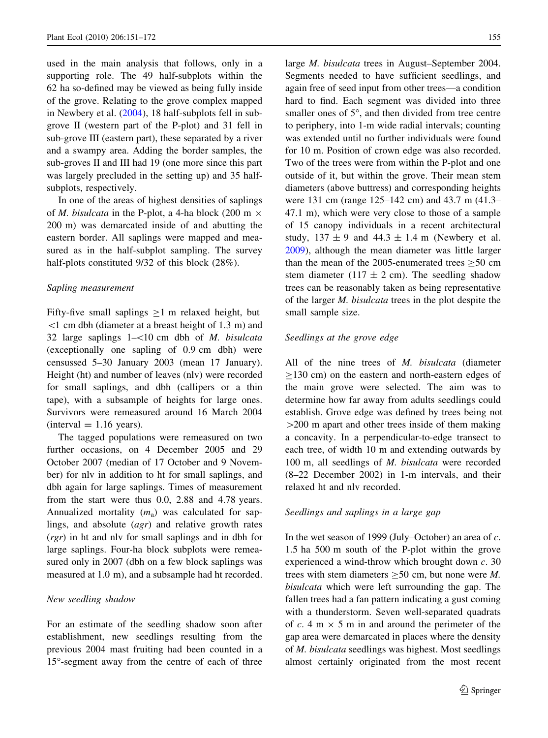used in the main analysis that follows, only in a supporting role. The 49 half-subplots within the 62 ha so-defined may be viewed as being fully inside of the grove. Relating to the grove complex mapped in Newbery et al. (2004), 18 half-subplots fell in sub-grove II (western part of the P-plot) and 31 fell in sub-grove III (eastern part), these separated by a river and a swampy area. Adding the border samples, the sub-groves II and III had 19 (one more since this part was largely precluded in the setting up) and 35 half-subplots, respectively.

In one of the areas of highest densities of saplings of *M. bisulcata* in the P-plot, a 4-ha block (200 m × 200 m) was demarcated inside of and abutting the eastern border. All saplings were mapped and measured as in the half-subplot sampling. The survey half-plots constituted 9/32 of this block (28%).

### Sapling measurement

Fifty-five small saplings ≥1 m relaxed height, but <1 cm dbh (diameter at a breast height of 1.3 m) and 32 large saplings 1–<10 cm dbh of *M. bisulcata* (exceptionally one sapling of 0.9 cm dbh) were censussed 5–30 January 2003 (mean 17 January). Height (ht) and number of leaves (nlv) were recorded for small saplings, and dbh (callipers or a thin tape), with a subsample of heights for large ones. Survivors were remeasured around 16 March 2004 (interval = 1.16 years).

The tagged populations were remeasured on two further occasions, on 4 December 2005 and 29 October 2007 (median of 17 October and 9 November) for nlv in addition to ht for small saplings, and dbh again for large saplings. Times of measurement from the start were thus 0.0, 2.88 and 4.78 years. Annualized mortality ($m_a$) was calculated for saplings, and absolute (*agr*) and relative growth rates (*rgr*) in ht and nlv for small saplings and in dbh for large saplings. Four-ha block subplots were remeasured only in 2007 (dbh on a few block saplings was measured at 1.0 m), and a subsample had ht recorded.

### New seedling shadow

For an estimate of the seedling shadow soon after establishment, new seedlings resulting from the previous 2004 mast fruiting had been counted in a 15°-segment away from the centre of each of three large *M. bisulcata* trees in August–September 2004. Segments needed to have sufficient seedlings, and again free of seed input from other trees—a condition hard to find. Each segment was divided into three smaller ones of 5°, and then divided from tree centre to periphery, into 1-m wide radial intervals; counting was extended until no further individuals were found for 10 m. Position of crown edge was also recorded. Two of the trees were from within the P-plot and one outside of it, but within the grove. Their mean stem diameters (above buttress) and corresponding heights were 131 cm (range 125–142 cm) and 43.7 m (41.3–47.1 m), which were very close to those of a sample of 15 canopy individuals in a recent architectural study, 137 ± 9 and 44.3 ± 1.4 m (Newbery et al. 2009), although the mean diameter was little larger than the mean of the 2005-enumerated trees ≥50 cm stem diameter (117 ± 2 cm). The seedling shadow trees can be reasonably taken as being representative of the larger *M. bisulcata* trees in the plot despite the small sample size.

### Seedlings at the grove edge

All of the nine trees of *M. bisulcata* (diameter ≥130 cm) on the eastern and north-eastern edges of the main grove were selected. The aim was to determine how far away from adults seedlings could establish. Grove edge was defined by trees being not >200 m apart and other trees inside of them making a concavity. In a perpendicular-to-edge transect to each tree, of width 10 m and extending outwards by 100 m, all seedlings of *M. bisulcata* were recorded (8–22 December 2002) in 1-m intervals, and their relaxed ht and nlv recorded.

### Seedlings and saplings in a large gap

In the wet season of 1999 (July–October) an area of *c.* 1.5 ha 500 m south of the P-plot within the grove experienced a wind-throw which brought down *c.* 30 trees with stem diameters ≥50 cm, but none were *M. bisulcata* which were left surrounding the gap. The fallen trees had a fan pattern indicating a gust coming with a thunderstorm. Seven well-separated quadrats of *c.* 4 m × 5 m in and around the perimeter of the gap area were demarcated in places where the density of *M. bisulcata* seedlings was highest. Most seedlings almost certainly originated from the most recent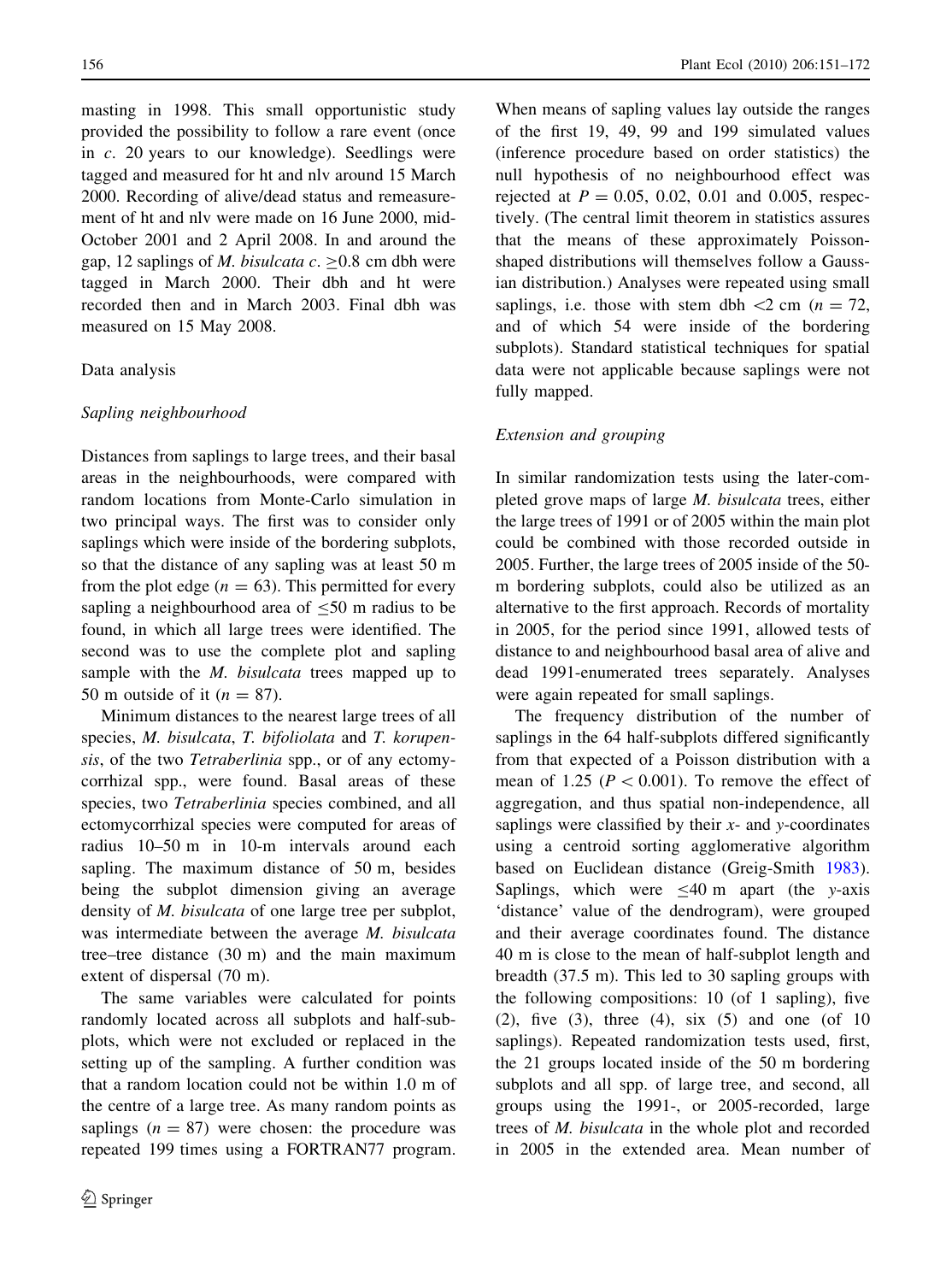masting in 1998. This small opportunistic study provided the possibility to follow a rare event (once in c. 20 years to our knowledge). Seedlings were tagged and measured for ht and nlv around 15 March 2000. Recording of alive/dead status and remeasurement of ht and nlv were made on 16 June 2000, mid-October 2001 and 2 April 2008. In and around the gap, 12 saplings of *M. bisulcata* c. $\geq$0.8 cm dbh were tagged in March 2000. Their dbh and ht were recorded then and in March 2003. Final dbh was measured on 15 May 2008.

## Data analysis

### *Sapling neighbourhood*

Distances from saplings to large trees, and their basal areas in the neighbourhoods, were compared with random locations from Monte-Carlo simulation in two principal ways. The first was to consider only saplings which were inside of the bordering subplots, so that the distance of any sapling was at least 50 m from the plot edge ($n = 63$). This permitted for every sapling a neighbourhood area of $\leq$50 m radius to be found, in which all large trees were identified. The second was to use the complete plot and sapling sample with the *M. bisulcata* trees mapped up to 50 m outside of it ($n = 87$).

Minimum distances to the nearest large trees of all species, *M. bisulcata*, *T. bifoliolata* and *T. korupensis*, of the two *Tetraberlinia* spp., or of any ectomycorrhizal spp., were found. Basal areas of these species, two *Tetraberlinia* species combined, and all ectomycorrhizal species were computed for areas of radius 10–50 m in 10-m intervals around each sapling. The maximum distance of 50 m, besides being the subplot dimension giving an average density of *M. bisulcata* of one large tree per subplot, was intermediate between the average *M. bisulcata* tree–tree distance (30 m) and the main maximum extent of dispersal (70 m).

The same variables were calculated for points randomly located across all subplots and half-subplots, which were not excluded or replaced in the setting up of the sampling. A further condition was that a random location could not be within 1.0 m of the centre of a large tree. As many random points as saplings ($n = 87$) were chosen: the procedure was repeated 199 times using a FORTRAN77 program. When means of sapling values lay outside the ranges of the first 19, 49, 99 and 199 simulated values (inference procedure based on order statistics) the null hypothesis of no neighbourhood effect was rejected at $P = 0.05$, 0.02, 0.01 and 0.005, respectively. (The central limit theorem in statistics assures that the means of these approximately Poisson-shaped distributions will themselves follow a Gaussian distribution.) Analyses were repeated using small saplings, i.e. those with stem dbh <2 cm ($n = 72$, and of which 54 were inside of the bordering subplots). Standard statistical techniques for spatial data were not applicable because saplings were not fully mapped.

### *Extension and grouping*

In similar randomization tests using the later-completed grove maps of large *M. bisulcata* trees, either the large trees of 1991 or of 2005 within the main plot could be combined with those recorded outside in 2005. Further, the large trees of 2005 inside of the 50-m bordering subplots, could also be utilized as an alternative to the first approach. Records of mortality in 2005, for the period since 1991, allowed tests of distance to and neighbourhood basal area of alive and dead 1991-enumerated trees separately. Analyses were again repeated for small saplings.

The frequency distribution of the number of saplings in the 64 half-subplots differed significantly from that expected of a Poisson distribution with a mean of 1.25 ($P < 0.001$). To remove the effect of aggregation, and thus spatial non-independence, all saplings were classified by their *x*- and *y*-coordinates using a centroid sorting agglomerative algorithm based on Euclidean distance (Greig-Smith 1983). Saplings, which were $\leq$40 m apart (the *y*-axis 'distance' value of the dendrogram), were grouped and their average coordinates found. The distance 40 m is close to the mean of half-subplot length and breadth (37.5 m). This led to 30 sapling groups with the following compositions: 10 (of 1 sapling), five (2), five (3), three (4), six (5) and one (of 10 saplings). Repeated randomization tests used, first, the 21 groups located inside of the 50 m bordering subplots and all spp. of large tree, and second, all groups using the 1991-, or 2005-recorded, large trees of *M. bisulcata* in the whole plot and recorded in 2005 in the extended area. Mean number of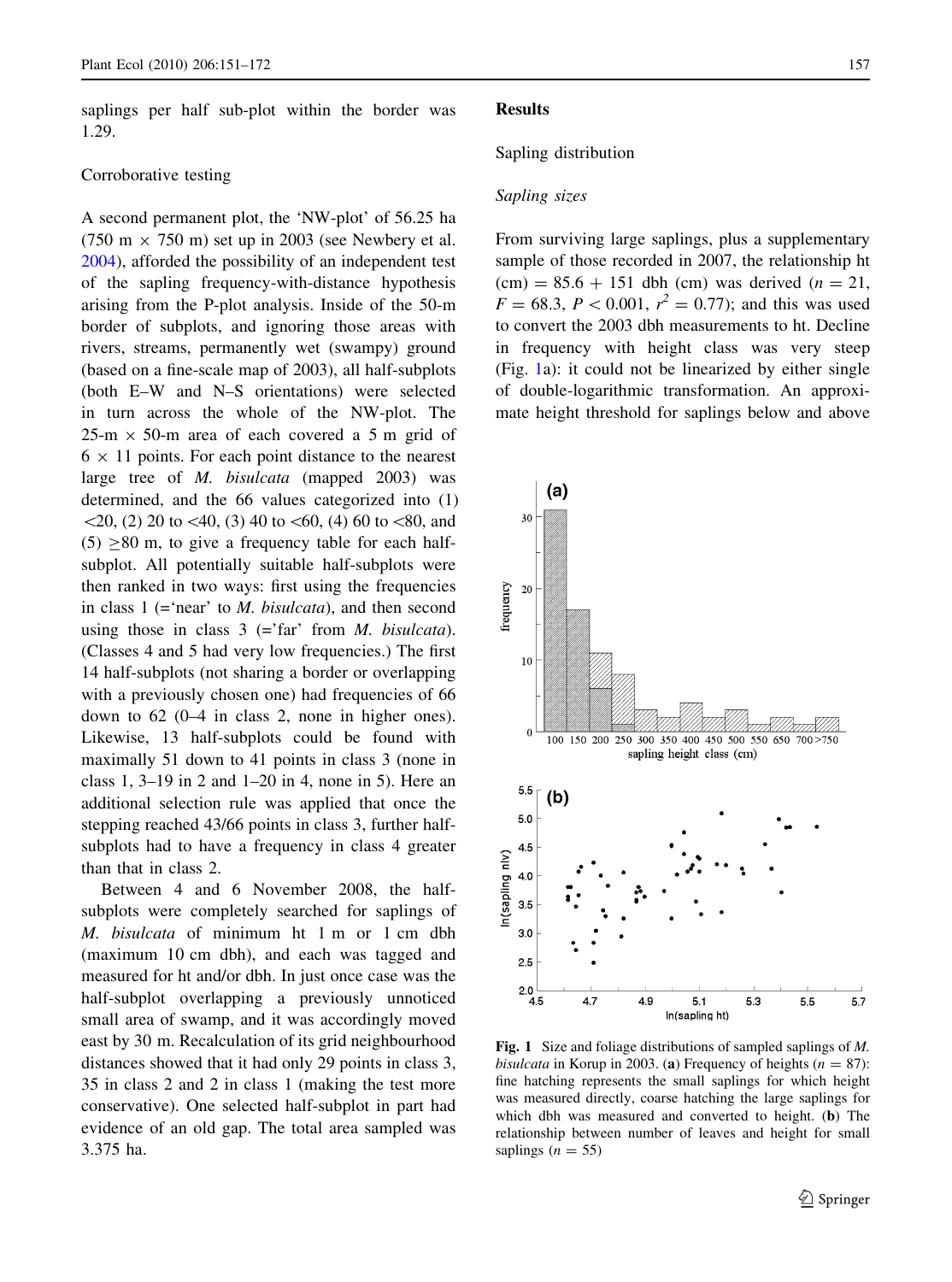saplings per half sub-plot within the border was 1.29.

Corroborative testing

A second permanent plot, the 'NW-plot' of 56.25 ha (750 m × 750 m) set up in 2003 (see Newbery et al. 2004), afforded the possibility of an independent test of the sapling frequency-with-distance hypothesis arising from the P-plot analysis. Inside of the 50-m border of subplots, and ignoring those areas with rivers, streams, permanently wet (swampy) ground (based on a fine-scale map of 2003), all half-subplots (both E–W and N–S orientations) were selected in turn across the whole of the NW-plot. The 25-m × 50-m area of each covered a 5 m grid of 6 × 11 points. For each point distance to the nearest large tree of *M. bisulcata* (mapped 2003) was determined, and the 66 values categorized into (1) <20, (2) 20 to <40, (3) 40 to <60, (4) 60 to <80, and (5) ≥80 m, to give a frequency table for each half-subplot. All potentially suitable half-subplots were then ranked in two ways: first using the frequencies in class 1 (='near' to *M. bisulcata*), and then second using those in class 3 (='far' from *M. bisulcata*). (Classes 4 and 5 had very low frequencies.) The first 14 half-subplots (not sharing a border or overlapping with a previously chosen one) had frequencies of 66 down to 62 (0–4 in class 2, none in higher ones). Likewise, 13 half-subplots could be found with maximally 51 down to 41 points in class 3 (none in class 1, 3–19 in 2 and 1–20 in 4, none in 5). Here an additional selection rule was applied that once the stepping reached 43/66 points in class 3, further half-subplots had to have a frequency in class 4 greater than that in class 2.

Between 4 and 6 November 2008, the half-subplots were completely searched for saplings of *M. bisulcata* of minimum ht 1 m or 1 cm dbh (maximum 10 cm dbh), and each was tagged and measured for ht and/or dbh. In just once case was the half-subplot overlapping a previously unnoticed small area of swamp, and it was accordingly moved east by 30 m. Recalculation of its grid neighbourhood distances showed that it had only 29 points in class 3, 35 in class 2 and 2 in class 1 (making the test more conservative). One selected half-subplot in part had evidence of an old gap. The total area sampled was 3.375 ha.

## Results

### Sapling distribution

#### *Sapling sizes*

From surviving large saplings, plus a supplementary sample of those recorded in 2007, the relationship ht (cm) = 85.6 + 151 dbh (cm) was derived ($n = 21$, $F = 68.3$, $P < 0.001$, $r^2 = 0.77$); and this was used to convert the 2003 dbh measurements to ht. Decline in frequency with height class was very steep (Fig. 1a): it could not be linearized by either single of double-logarithmic transformation. An approximate height threshold for saplings below and above

**Fig. 1** Size and foliage distributions of sampled saplings of *M. bisulcata* in Korup in 2003. (**a**) Frequency of heights ($n = 87$): fine hatching represents the small saplings for which height was measured directly, coarse hatching the large saplings for which dbh was measured and converted to height. (**b**) The relationship between number of leaves and height for small saplings ($n = 55$)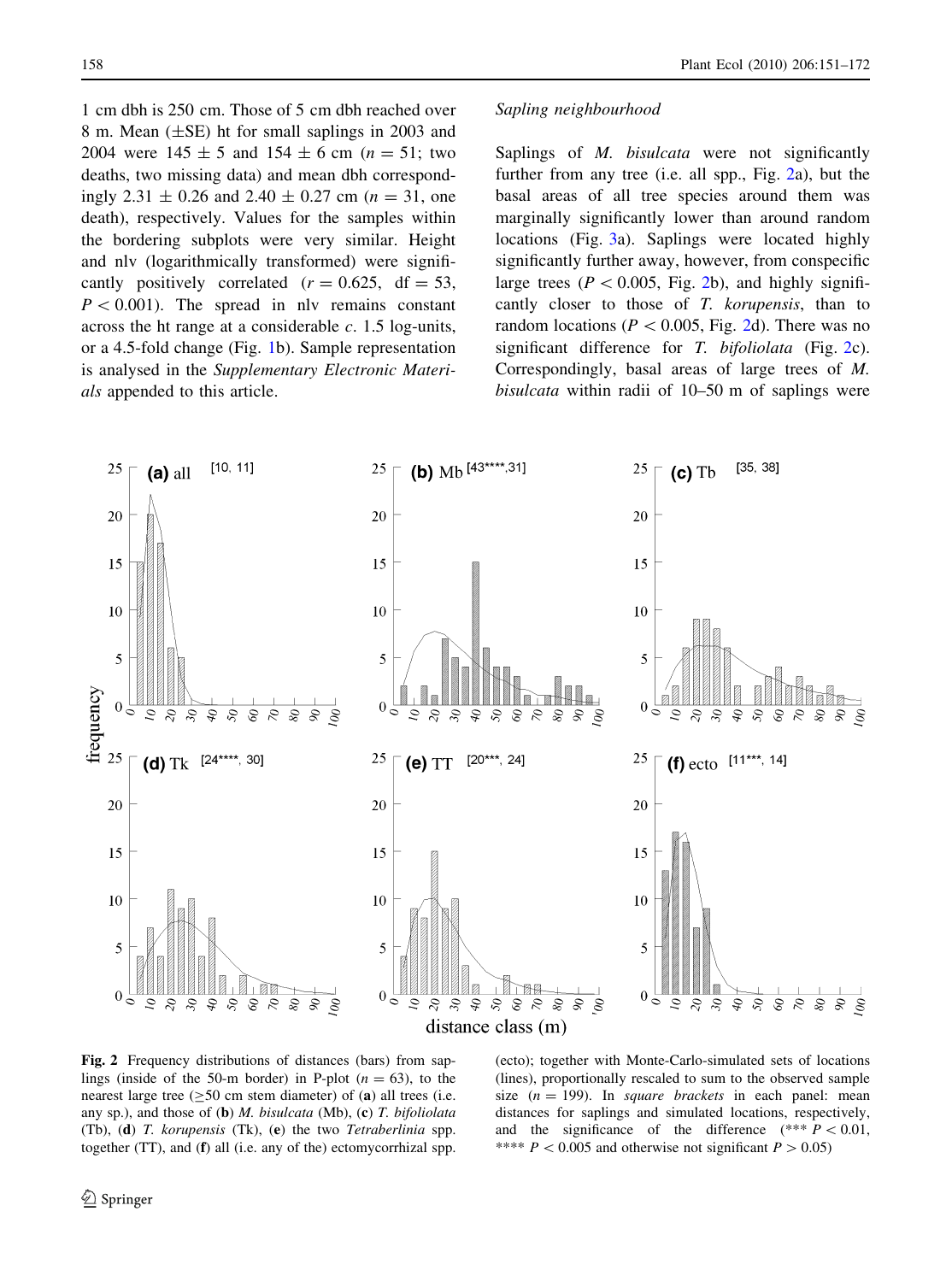1 cm dbh is 250 cm. Those of 5 cm dbh reached over 8 m. Mean (±SE) ht for small saplings in 2003 and 2004 were 145 ± 5 and 154 ± 6 cm ($n = 51$; two deaths, two missing data) and mean dbh correspondingly 2.31 ± 0.26 and 2.40 ± 0.27 cm ($n = 31$, one death), respectively. Values for the samples within the bordering subplots were very similar. Height and nlv (logarithmically transformed) were significantly positively correlated ($r = 0.625$, df = 53, $P < 0.001$). The spread in nlv remains constant across the ht range at a considerable *c.* 1.5 log-units, or a 4.5-fold change (Fig. 1b). Sample representation is analysed in the *Supplementary Electronic Materials* appended to this article.

*Sapling neighbourhood*

Saplings of *M. bisulcata* were not significantly further from any tree (i.e. all spp., Fig. 2a), but the basal areas of all tree species around them was marginally significantly lower than around random locations (Fig. 3a). Saplings were located highly significantly further away, however, from conspecific large trees ($P < 0.005$, Fig. 2b), and highly significantly closer to those of *T. korupensis*, than to random locations ($P < 0.005$, Fig. 2d). There was no significant difference for *T. bifoliolata* (Fig. 2c). Correspondingly, basal areas of large trees of *M. bisulcata* within radii of 10–50 m of saplings were

**Fig. 2** Frequency distributions of distances (bars) from saplings (inside of the 50-m border) in P-plot ($n = 63$), to the nearest large tree (≥50 cm stem diameter) of (**a**) all trees (i.e. any sp.), and those of (**b**) *M. bisulcata* (Mb), (**c**) *T. bifoliolata* (Tb), (**d**) *T. korupensis* (Tk), (**e**) the two *Tetraberlinia* spp. together (TT), and (**f**) all (i.e. any of the) ectomycorrhizal spp. (ecto); together with Monte-Carlo-simulated sets of locations (lines), proportionally rescaled to sum to the observed sample size ($n = 199$). In *square brackets* in each panel: mean distances for saplings and simulated locations, respectively, and the significance of the difference (*** $P < 0.01$, **** $P < 0.005$ and otherwise not significant $P > 0.05$)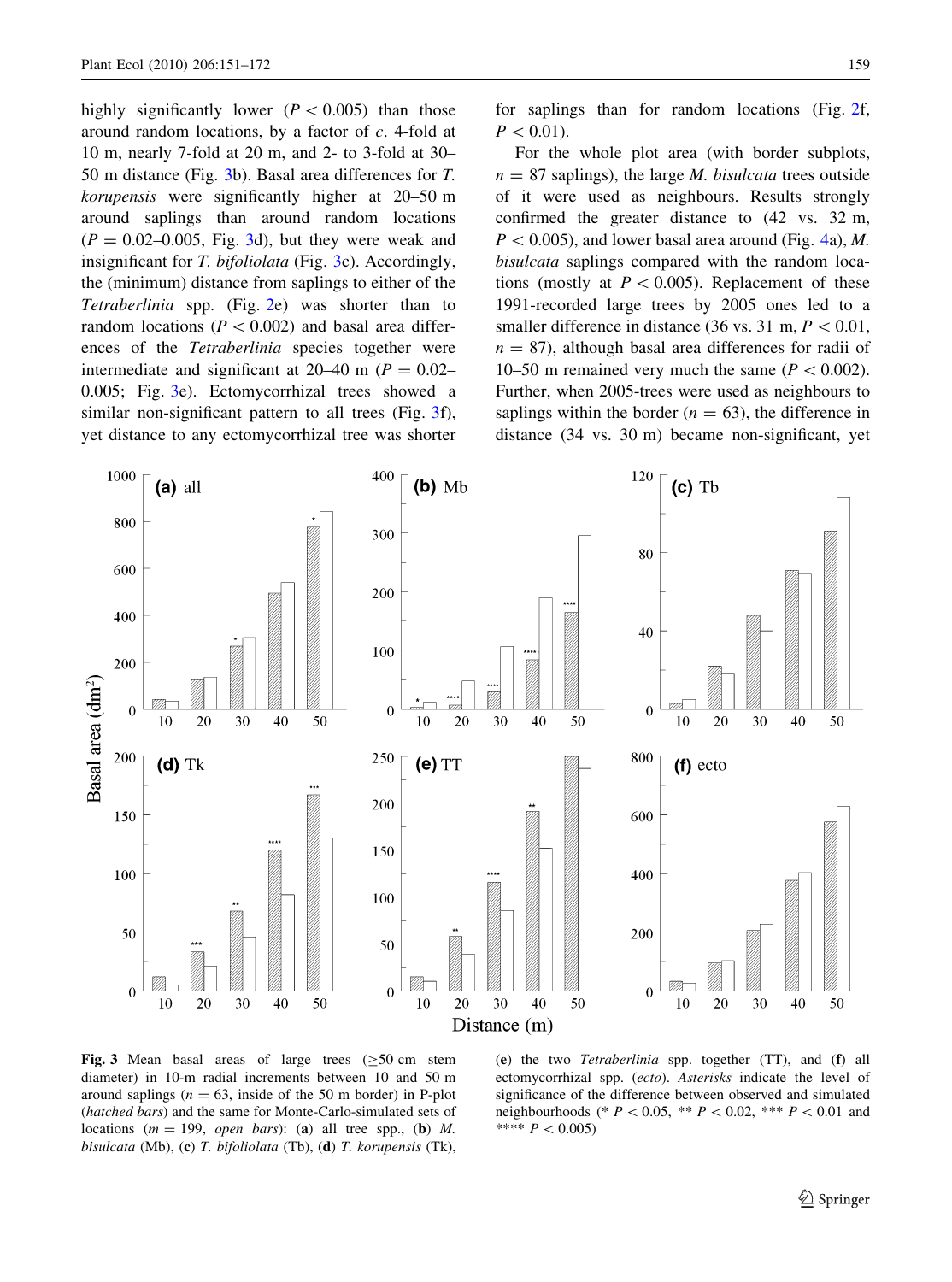highly significantly lower ($P < 0.005$) than those around random locations, by a factor of c. 4-fold at 10 m, nearly 7-fold at 20 m, and 2- to 3-fold at 30–50 m distance (Fig. 3b). Basal area differences for *T. korupensis* were significantly higher at 20–50 m around saplings than around random locations ($P = 0.02$–$0.005$, Fig. 3d), but they were weak and insignificant for *T. bifoliolata* (Fig. 3c). Accordingly, the (minimum) distance from saplings to either of the *Tetraberlinia* spp. (Fig. 2e) was shorter than to random locations ($P < 0.002$) and basal area differences of the *Tetraberlinia* species together were intermediate and significant at 20–40 m ($P = 0.02$–$0.005$; Fig. 3e). Ectomycorrhizal trees showed a similar non-significant pattern to all trees (Fig. 3f), yet distance to any ectomycorrhizal tree was shorter for saplings than for random locations (Fig. 2f, $P < 0.01$).

For the whole plot area (with border subplots, $n = 87$ saplings), the large *M. bisulcata* trees outside of it were used as neighbours. Results strongly confirmed the greater distance to (42 vs. 32 m, $P < 0.005$), and lower basal area around (Fig. 4a), *M. bisulcata* saplings compared with the random locations (mostly at $P < 0.005$). Replacement of these 1991-recorded large trees by 2005 ones led to a smaller difference in distance (36 vs. 31 m, $P < 0.01$, $n = 87$), although basal area differences for radii of 10–50 m remained very much the same ($P < 0.002$). Further, when 2005-trees were used as neighbours to saplings within the border ($n = 63$), the difference in distance (34 vs. 30 m) became non-significant, yet

**Fig. 3** Mean basal areas of large trees (≥50 cm stem diameter) in 10-m radial increments between 10 and 50 m around saplings ($n = 63$, inside of the 50 m border) in P-plot (*hatched bars*) and the same for Monte-Carlo-simulated sets of locations ($m = 199$, *open bars*): (**a**) all tree spp., (**b**) *M. bisulcata* (Mb), (**c**) *T. bifoliolata* (Tb), (**d**) *T. korupensis* (Tk), (**e**) the two *Tetraberlinia* spp. together (TT), and (**f**) all ectomycorrhizal spp. (*ecto*). *Asterisks* indicate the level of significance of the difference between observed and simulated neighbourhoods (* $P < 0.05$, ** $P < 0.02$, *** $P < 0.01$ and **** $P < 0.005$)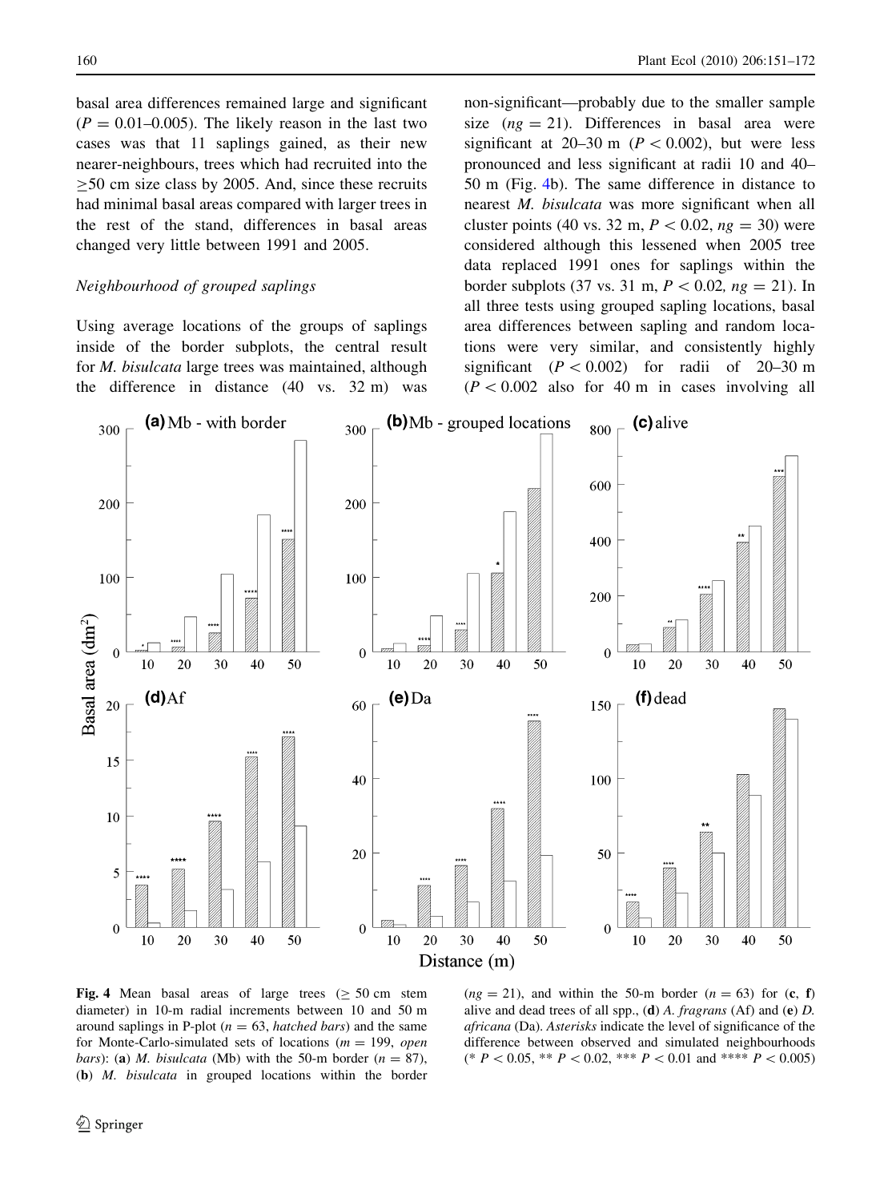basal area differences remained large and significant ($P = 0.01$–$0.005$). The likely reason in the last two cases was that 11 saplings gained, as their new nearer-neighbours, trees which had recruited into the $\geq$50 cm size class by 2005. And, since these recruits had minimal basal areas compared with larger trees in the rest of the stand, differences in basal areas changed very little between 1991 and 2005.

*Neighbourhood of grouped saplings*

Using average locations of the groups of saplings inside of the border subplots, the central result for *M. bisulcata* large trees was maintained, although the difference in distance (40 vs. 32 m) was non-significant—probably due to the smaller sample size ($ng = 21$). Differences in basal area were significant at 20–30 m ($P < 0.002$), but were less pronounced and less significant at radii 10 and 40–50 m (Fig. 4b). The same difference in distance to nearest *M. bisulcata* was more significant when all cluster points (40 vs. 32 m, $P < 0.02$, $ng = 30$) were considered although this lessened when 2005 tree data replaced 1991 ones for saplings within the border subplots (37 vs. 31 m, $P < 0.02$, $ng = 21$). In all three tests using grouped sapling locations, basal area differences between sapling and random locations were very similar, and consistently highly significant ($P < 0.002$) for radii of 20–30 m ($P < 0.002$ also for 40 m in cases involving all

**Fig. 4** Mean basal areas of large trees ($\geq$ 50 cm stem diameter) in 10-m radial increments between 10 and 50 m around saplings in P-plot ($n = 63$, *hatched bars*) and the same for Monte-Carlo-simulated sets of locations ($m = 199$, *open bars*): (**a**) *M. bisulcata* (Mb) with the 50-m border ($n = 87$), (**b**) *M. bisulcata* in grouped locations within the border ($ng = 21$), and within the 50-m border ($n = 63$) for (**c**, **f**) alive and dead trees of all spp., (**d**) *A. fragrans* (Af) and (**e**) *D. africana* (Da). *Asterisks* indicate the level of significance of the difference between observed and simulated neighbourhoods (* $P < 0.05$, ** $P < 0.02$, *** $P < 0.01$ and **** $P < 0.005$)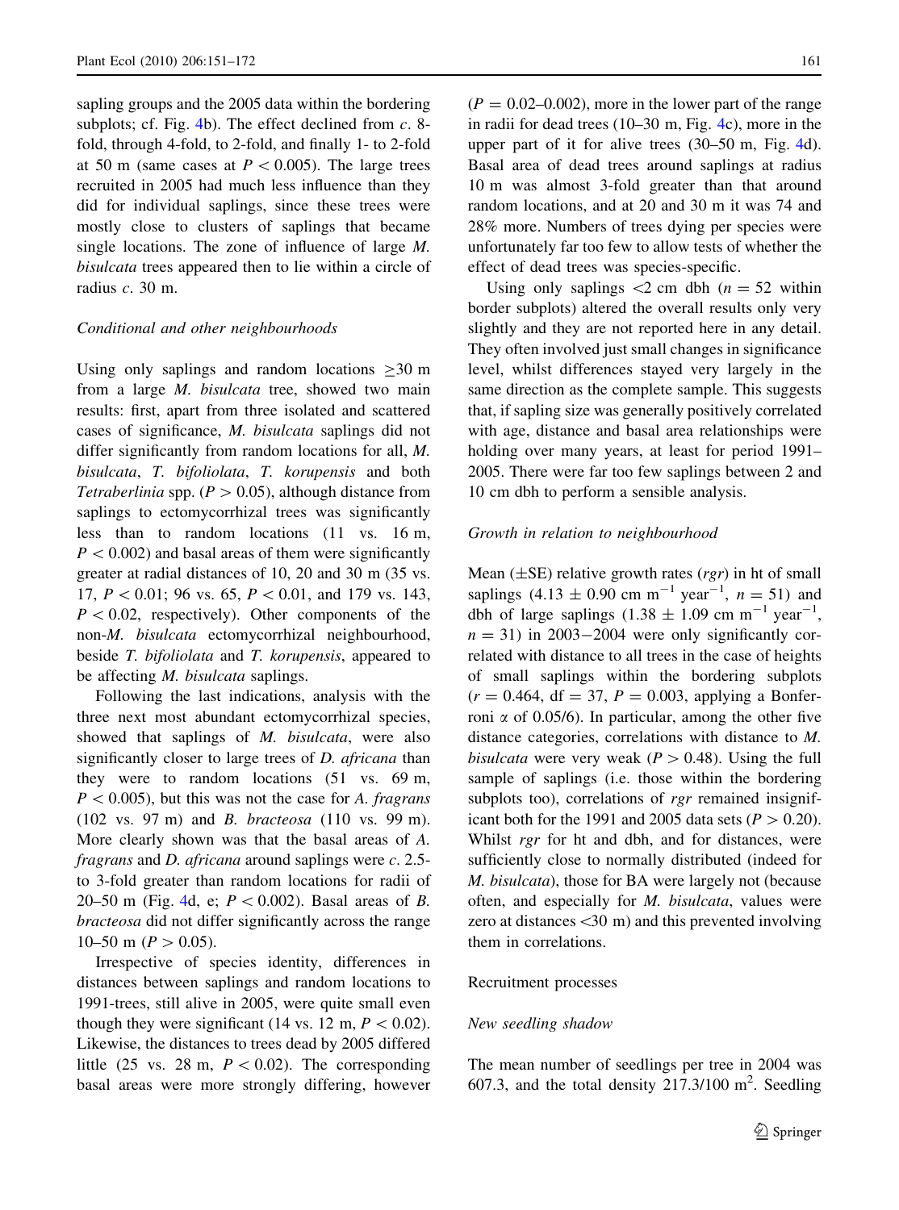sapling groups and the 2005 data within the bordering subplots; cf. Fig. 4b). The effect declined from *c*. 8-fold, through 4-fold, to 2-fold, and finally 1- to 2-fold at 50 m (same cases at $P < 0.005$). The large trees recruited in 2005 had much less influence than they did for individual saplings, since these trees were mostly close to clusters of saplings that became single locations. The zone of influence of large *M. bisulcata* trees appeared then to lie within a circle of radius *c*. 30 m.

*Conditional and other neighbourhoods*

Using only saplings and random locations $\geq$30 m from a large *M. bisulcata* tree, showed two main results: first, apart from three isolated and scattered cases of significance, *M. bisulcata* saplings did not differ significantly from random locations for all, *M. bisulcata*, *T. bifoliolata*, *T. korupensis* and both *Tetraberlinia* spp. ($P > 0.05$), although distance from saplings to ectomycorrhizal trees was significantly less than to random locations (11 vs. 16 m, $P < 0.002$) and basal areas of them were significantly greater at radial distances of 10, 20 and 30 m (35 vs. 17, $P < 0.01$; 96 vs. 65, $P < 0.01$, and 179 vs. 143, $P < 0.02$, respectively). Other components of the non-*M. bisulcata* ectomycorrhizal neighbourhood, beside *T. bifoliolata* and *T. korupensis*, appeared to be affecting *M. bisulcata* saplings.

Following the last indications, analysis with the three next most abundant ectomycorrhizal species, showed that saplings of *M. bisulcata*, were also significantly closer to large trees of *D. africana* than they were to random locations (51 vs. 69 m, $P < 0.005$), but this was not the case for *A. fragrans* (102 vs. 97 m) and *B. bracteosa* (110 vs. 99 m). More clearly shown was that the basal areas of *A. fragrans* and *D. africana* around saplings were *c*. 2.5- to 3-fold greater than random locations for radii of 20–50 m (Fig. 4d, e; $P < 0.002$). Basal areas of *B. bracteosa* did not differ significantly across the range 10–50 m ($P > 0.05$).

Irrespective of species identity, differences in distances between saplings and random locations to 1991-trees, still alive in 2005, were quite small even though they were significant (14 vs. 12 m, $P < 0.02$). Likewise, the distances to trees dead by 2005 differed little (25 vs. 28 m, $P < 0.02$). The corresponding basal areas were more strongly differing, however ($P = 0.02$–$0.002$), more in the lower part of the range in radii for dead trees (10–30 m, Fig. 4c), more in the upper part of it for alive trees (30–50 m, Fig. 4d). Basal area of dead trees around saplings at radius 10 m was almost 3-fold greater than that around random locations, and at 20 and 30 m it was 74 and 28% more. Numbers of trees dying per species were unfortunately far too few to allow tests of whether the effect of dead trees was species-specific.

Using only saplings <2 cm dbh ($n = 52$ within border subplots) altered the overall results only very slightly and they are not reported here in any detail. They often involved just small changes in significance level, whilst differences stayed very largely in the same direction as the complete sample. This suggests that, if sapling size was generally positively correlated with age, distance and basal area relationships were holding over many years, at least for period 1991–2005. There were far too few saplings between 2 and 10 cm dbh to perform a sensible analysis.

*Growth in relation to neighbourhood*

Mean ($\pm$SE) relative growth rates (*rgr*) in ht of small saplings ($4.13 \pm 0.90$ cm m$^{-1}$ year$^{-1}$, $n = 51$) and dbh of large saplings ($1.38 \pm 1.09$ cm m$^{-1}$ year$^{-1}$, $n = 31$) in 2003−2004 were only significantly correlated with distance to all trees in the case of heights of small saplings within the bordering subplots ($r = 0.464$, df = 37, $P = 0.003$, applying a Bonferroni $\alpha$ of 0.05/6). In particular, among the other five distance categories, correlations with distance to *M. bisulcata* were very weak ($P > 0.48$). Using the full sample of saplings (i.e. those within the bordering subplots too), correlations of *rgr* remained insignificant both for the 1991 and 2005 data sets ($P > 0.20$). Whilst *rgr* for ht and dbh, and for distances, were sufficiently close to normally distributed (indeed for *M. bisulcata*), those for BA were largely not (because often, and especially for *M. bisulcata*, values were zero at distances <30 m) and this prevented involving them in correlations.

Recruitment processes

*New seedling shadow*

The mean number of seedlings per tree in 2004 was 607.3, and the total density 217.3/100 m$^2$. Seedling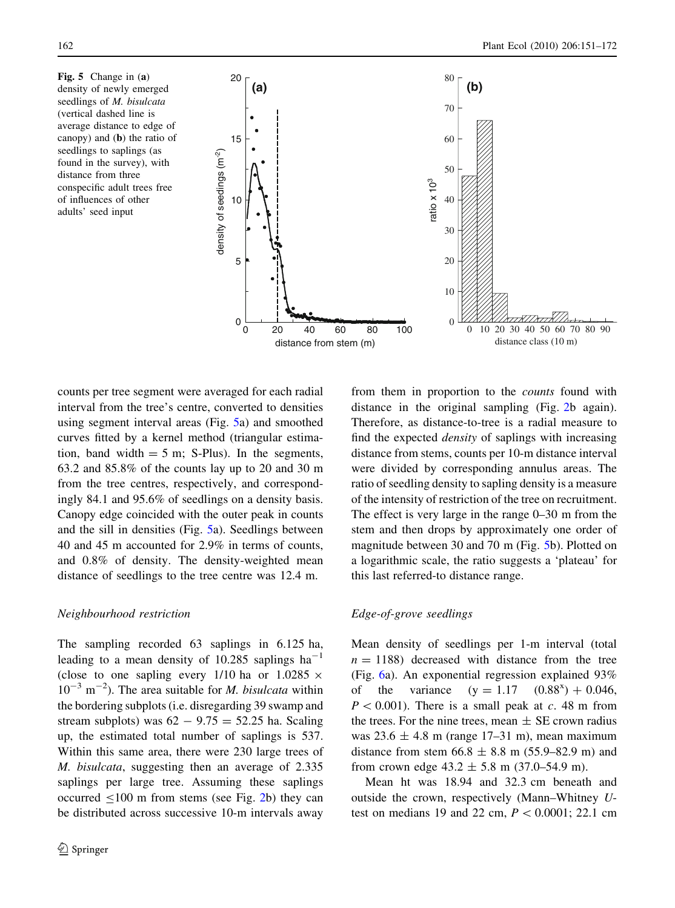Fig. 5 Change in (a) density of newly emerged seedlings of *M. bisulcata* (vertical dashed line is average distance to edge of canopy) and (b) the ratio of seedlings to saplings (as found in the survey), with distance from three conspecific adult trees free of influences of other adults' seed input

counts per tree segment were averaged for each radial interval from the tree's centre, converted to densities using segment interval areas (Fig. 5a) and smoothed curves fitted by a kernel method (triangular estimation, band width = 5 m; S-Plus). In the segments, 63.2 and 85.8% of the counts lay up to 20 and 30 m from the tree centres, respectively, and correspondingly 84.1 and 95.6% of seedlings on a density basis. Canopy edge coincided with the outer peak in counts and the sill in densities (Fig. 5a). Seedlings between 40 and 45 m accounted for 2.9% in terms of counts, and 0.8% of density. The density-weighted mean distance of seedlings to the tree centre was 12.4 m.

### Neighbourhood restriction

The sampling recorded 63 saplings in 6.125 ha, leading to a mean density of 10.285 saplings $ha^{-1}$ (close to one sapling every 1/10 ha or $1.0285 \times 10^{-3}\ m^{-2}$). The area suitable for *M. bisulcata* within the bordering subplots (i.e. disregarding 39 swamp and stream subplots) was $62 - 9.75 = 52.25$ ha. Scaling up, the estimated total number of saplings is 537. Within this same area, there were 230 large trees of *M. bisulcata*, suggesting then an average of 2.335 saplings per large tree. Assuming these saplings occurred $\leq$100 m from stems (see Fig. 2b) they can be distributed across successive 10-m intervals away from them in proportion to the *counts* found with distance in the original sampling (Fig. 2b again). Therefore, as distance-to-tree is a radial measure to find the expected *density* of saplings with increasing distance from stems, counts per 10-m distance interval were divided by corresponding annulus areas. The ratio of seedling density to sapling density is a measure of the intensity of restriction of the tree on recruitment. The effect is very large in the range 0–30 m from the stem and then drops by approximately one order of magnitude between 30 and 70 m (Fig. 5b). Plotted on a logarithmic scale, the ratio suggests a 'plateau' for this last referred-to distance range.

### Edge-of-grove seedlings

Mean density of seedlings per 1-m interval (total $n = 1188$) decreased with distance from the tree (Fig. 6a). An exponential regression explained 93% of the variance ($y = 1.17\ (0.88^{x}) + 0.046$, $P < 0.001$). There is a small peak at *c*. 48 m from the trees. For the nine trees, mean ± SE crown radius was 23.6 ± 4.8 m (range 17–31 m), mean maximum distance from stem 66.8 ± 8.8 m (55.9–82.9 m) and from crown edge 43.2 ± 5.8 m (37.0–54.9 m).

Mean ht was 18.94 and 32.3 cm beneath and outside the crown, respectively (Mann–Whitney *U*-test on medians 19 and 22 cm, $P < 0.0001$; 22.1 cm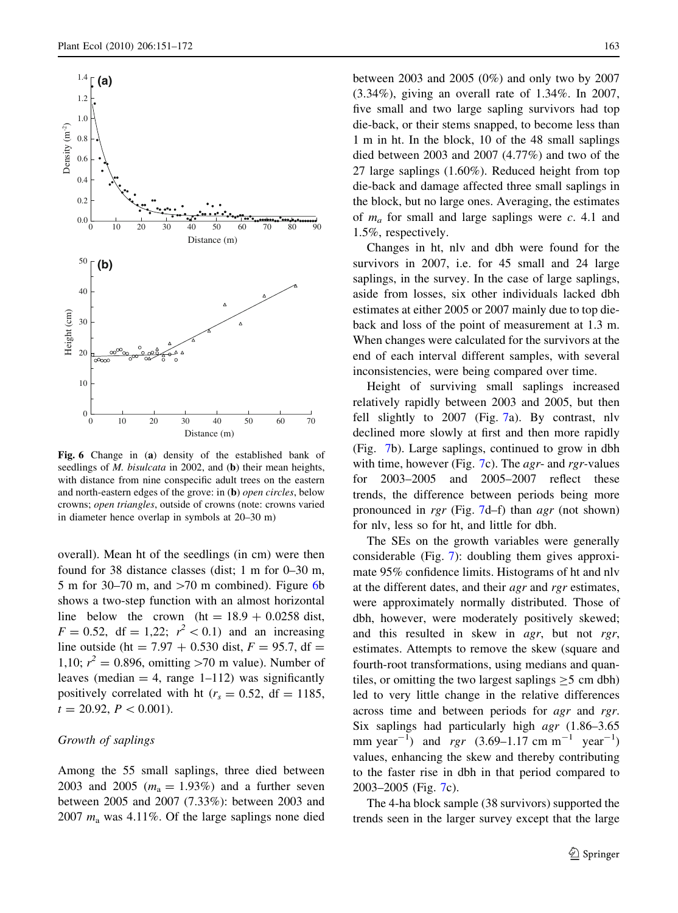Fig. 6 Change in (**a**) density of the established bank of seedlings of *M. bisulcata* in 2002, and (**b**) their mean heights, with distance from nine conspecific adult trees on the eastern and north-eastern edges of the grove: in (**b**) *open circles*, below crowns; *open triangles*, outside of crowns (note: crowns varied in diameter hence overlap in symbols at 20–30 m)

overall). Mean ht of the seedlings (in cm) were then found for 38 distance classes (dist; 1 m for 0–30 m, 5 m for 30–70 m, and >70 m combined). Figure 6b shows a two-step function with an almost horizontal line below the crown (ht = 18.9 + 0.0258 dist, $F = 0.52$, df = 1,22; $r^2 < 0.1$) and an increasing line outside (ht = 7.97 + 0.530 dist, $F = 95.7$, df = 1,10; $r^2 = 0.896$, omitting >70 m value). Number of leaves (median = 4, range 1–112) was significantly positively correlated with ht ($r_s = 0.52$, df = 1185, $t = 20.92$, $P < 0.001$).

### Growth of saplings

Among the 55 small saplings, three died between 2003 and 2005 ($m_a = 1.93\%$) and a further seven between 2005 and 2007 (7.33%): between 2003 and 2007 $m_a$ was 4.11%. Of the large saplings none died between 2003 and 2005 (0%) and only two by 2007 (3.34%), giving an overall rate of 1.34%. In 2007, five small and two large sapling survivors had top die-back, or their stems snapped, to become less than 1 m in ht. In the block, 10 of the 48 small saplings died between 2003 and 2007 (4.77%) and two of the 27 large saplings (1.60%). Reduced height from top die-back and damage affected three small saplings in the block, but no large ones. Averaging, the estimates of $m_a$ for small and large saplings were *c.* 4.1 and 1.5%, respectively.

Changes in ht, nlv and dbh were found for the survivors in 2007, i.e. for 45 small and 24 large saplings, in the survey. In the case of large saplings, aside from losses, six other individuals lacked dbh estimates at either 2005 or 2007 mainly due to top die-back and loss of the point of measurement at 1.3 m. When changes were calculated for the survivors at the end of each interval different samples, with several inconsistencies, were being compared over time.

Height of surviving small saplings increased relatively rapidly between 2003 and 2005, but then fell slightly to 2007 (Fig. 7a). By contrast, nlv declined more slowly at first and then more rapidly (Fig. 7b). Large saplings, continued to grow in dbh with time, however (Fig. 7c). The *agr*- and *rgr*-values for 2003–2005 and 2005–2007 reflect these trends, the difference between periods being more pronounced in *rgr* (Fig. 7d–f) than *agr* (not shown) for nlv, less so for ht, and little for dbh.

The SEs on the growth variables were generally considerable (Fig. 7): doubling them gives approximate 95% confidence limits. Histograms of ht and nlv at the different dates, and their *agr* and *rgr* estimates, were approximately normally distributed. Those of dbh, however, were moderately positively skewed; and this resulted in skew in *agr*, but not *rgr*, estimates. Attempts to remove the skew (square and fourth-root transformations, using medians and quantiles, or omitting the two largest saplings ≥5 cm dbh) led to very little change in the relative differences across time and between periods for *agr* and *rgr*. Six saplings had particularly high *agr* (1.86–3.65 mm year$^{-1}$) and *rgr* (3.69–1.17 cm m$^{-1}$ year$^{-1}$) values, enhancing the skew and thereby contributing to the faster rise in dbh in that period compared to 2003–2005 (Fig. 7c).

The 4-ha block sample (38 survivors) supported the trends seen in the larger survey except that the large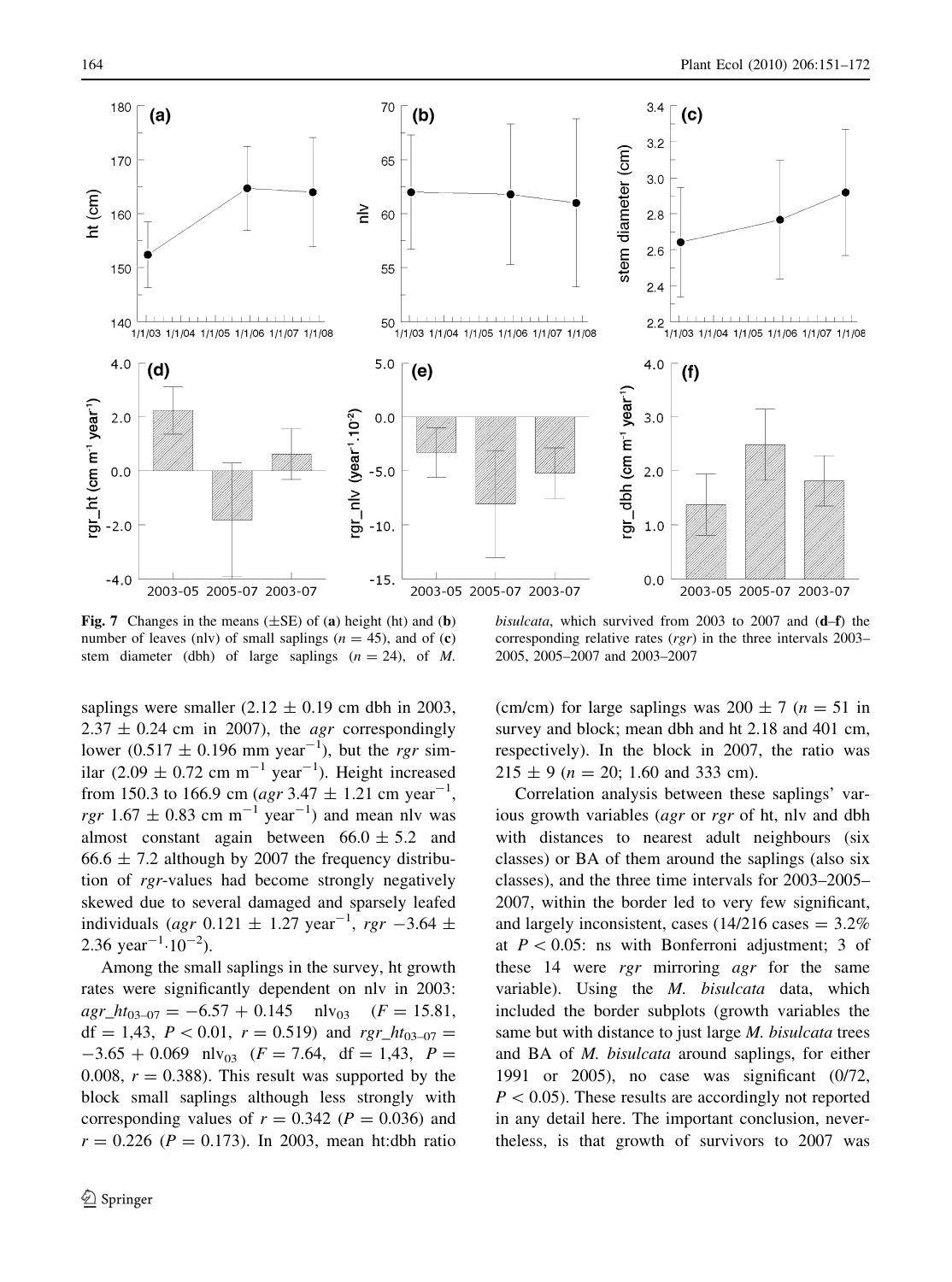Fig. 7 Changes in the means (±SE) of (**a**) height (ht) and (**b**) number of leaves (nlv) of small saplings ($n = 45$), and of (**c**) stem diameter (dbh) of large saplings ($n = 24$), of *M. bisulcata*, which survived from 2003 to 2007 and (**d–f**) the corresponding relative rates (*rgr*) in the three intervals 2003–2005, 2005–2007 and 2003–2007

saplings were smaller (2.12 ± 0.19 cm dbh in 2003, 2.37 ± 0.24 cm in 2007), the *agr* correspondingly lower (0.517 ± 0.196 mm year$^{-1}$), but the *rgr* similar (2.09 ± 0.72 cm m$^{-1}$ year$^{-1}$). Height increased from 150.3 to 166.9 cm (*agr* 3.47 ± 1.21 cm year$^{-1}$, *rgr* 1.67 ± 0.83 cm m$^{-1}$ year$^{-1}$) and mean nlv was almost constant again between 66.0 ± 5.2 and 66.6 ± 7.2 although by 2007 the frequency distribution of *rgr*-values had become strongly negatively skewed due to several damaged and sparsely leafed individuals (*agr* 0.121 ± 1.27 year$^{-1}$, *rgr* −3.64 ± 2.36 year$^{-1}$·10$^{-2}$).

Among the small saplings in the survey, ht growth rates were significantly dependent on nlv in 2003: $agr\_ht_{03\text{–}07} = -6.57 + 0.145 \quad nlv_{03}$ ($F = 15.81$, df = 1,43, $P < 0.01$, $r = 0.519$) and $rgr\_ht_{03\text{–}07} = -3.65 + 0.069 \quad nlv_{03}$ ($F = 7.64$, df = 1,43, $P = 0.008$, $r = 0.388$). This result was supported by the block small saplings although less strongly with corresponding values of $r = 0.342$ ($P = 0.036$) and $r = 0.226$ ($P = 0.173$). In 2003, mean ht:dbh ratio (cm/cm) for large saplings was 200 ± 7 ($n = 51$ in survey and block; mean dbh and ht 2.18 and 401 cm, respectively). In the block in 2007, the ratio was 215 ± 9 ($n = 20$; 1.60 and 333 cm).

Correlation analysis between these saplings' various growth variables (*agr* or *rgr* of ht, nlv and dbh with distances to nearest adult neighbours (six classes) or BA of them around the saplings (also six classes), and the three time intervals for 2003–2005–2007, within the border led to very few significant, and largely inconsistent, cases (14/216 cases = 3.2% at $P < 0.05$: ns with Bonferroni adjustment; 3 of these 14 were *rgr* mirroring *agr* for the same variable). Using the *M. bisulcata* data, which included the border subplots (growth variables the same but with distance to just large *M. bisulcata* trees and BA of *M. bisulcata* around saplings, for either 1991 or 2005), no case was significant (0/72, $P < 0.05$). These results are accordingly not reported in any detail here. The important conclusion, nevertheless, is that growth of survivors to 2007 was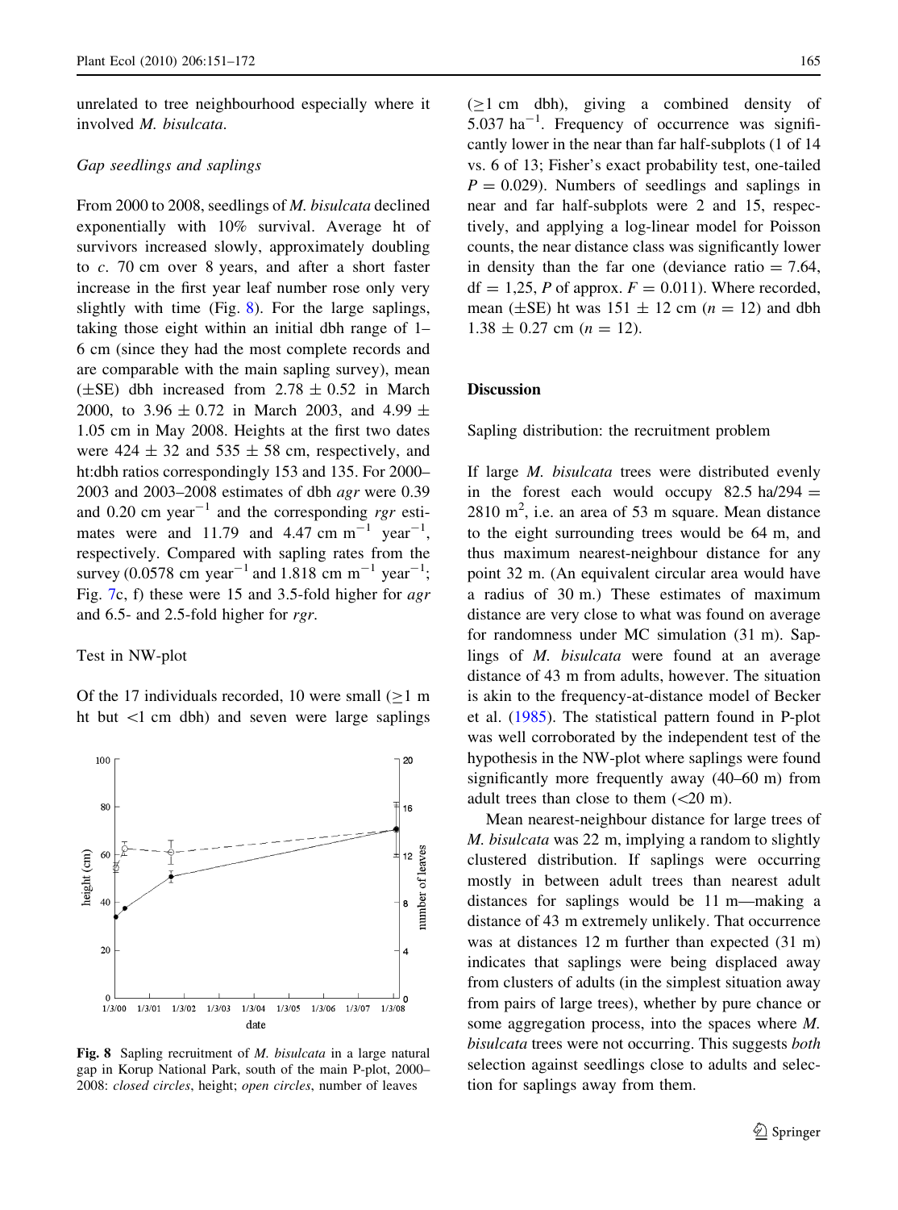unrelated to tree neighbourhood especially where it involved *M. bisulcata*.

*Gap seedlings and saplings*

From 2000 to 2008, seedlings of *M. bisulcata* declined exponentially with 10% survival. Average ht of survivors increased slowly, approximately doubling to *c*. 70 cm over 8 years, and after a short faster increase in the first year leaf number rose only very slightly with time (Fig. 8). For the large saplings, taking those eight within an initial dbh range of 1–6 cm (since they had the most complete records and are comparable with the main sapling survey), mean (±SE) dbh increased from 2.78 ± 0.52 in March 2000, to 3.96 ± 0.72 in March 2003, and 4.99 ± 1.05 cm in May 2008. Heights at the first two dates were 424 ± 32 and 535 ± 58 cm, respectively, and ht:dbh ratios correspondingly 153 and 135. For 2000–2003 and 2003–2008 estimates of dbh *agr* were 0.39 and 0.20 cm year$^{-1}$ and the corresponding *rgr* estimates were and 11.79 and 4.47 cm m$^{-1}$ year$^{-1}$, respectively. Compared with sapling rates from the survey (0.0578 cm year$^{-1}$ and 1.818 cm m$^{-1}$ year$^{-1}$; Fig. 7c, f) these were 15 and 3.5-fold higher for *agr* and 6.5- and 2.5-fold higher for *rgr*.

Test in NW-plot

Of the 17 individuals recorded, 10 were small (≥1 m ht but <1 cm dbh) and seven were large saplings (≥1 cm dbh), giving a combined density of 5.037 ha$^{-1}$. Frequency of occurrence was significantly lower in the near than far half-subplots (1 of 14 vs. 6 of 13; Fisher's exact probability test, one-tailed $P = 0.029$). Numbers of seedlings and saplings in near and far half-subplots were 2 and 15, respectively, and applying a log-linear model for Poisson counts, the near distance class was significantly lower in density than the far one (deviance ratio = 7.64, df = 1,25, $P$ of approx. $F = 0.011$). Where recorded, mean (±SE) ht was 151 ± 12 cm ($n = 12$) and dbh 1.38 ± 0.27 cm ($n = 12$).

**Fig. 8** Sapling recruitment of *M. bisulcata* in a large natural gap in Korup National Park, south of the main P-plot, 2000–2008: *closed circles*, height; *open circles*, number of leaves

## Discussion

Sapling distribution: the recruitment problem

If large *M. bisulcata* trees were distributed evenly in the forest each would occupy 82.5 ha/294 = 2810 m$^2$, i.e. an area of 53 m square. Mean distance to the eight surrounding trees would be 64 m, and thus maximum nearest-neighbour distance for any point 32 m. (An equivalent circular area would have a radius of 30 m.) These estimates of maximum distance are very close to what was found on average for randomness under MC simulation (31 m). Saplings of *M. bisulcata* were found at an average distance of 43 m from adults, however. The situation is akin to the frequency-at-distance model of Becker et al. (1985). The statistical pattern found in P-plot was well corroborated by the independent test of the hypothesis in the NW-plot where saplings were found significantly more frequently away (40–60 m) from adult trees than close to them (<20 m).

Mean nearest-neighbour distance for large trees of *M. bisulcata* was 22 m, implying a random to slightly clustered distribution. If saplings were occurring mostly in between adult trees than nearest adult distances for saplings would be 11 m—making a distance of 43 m extremely unlikely. That occurrence was at distances 12 m further than expected (31 m) indicates that saplings were being displaced away from clusters of adults (in the simplest situation away from pairs of large trees), whether by pure chance or some aggregation process, into the spaces where *M. bisulcata* trees were not occurring. This suggests *both* selection against seedlings close to adults and selection for saplings away from them.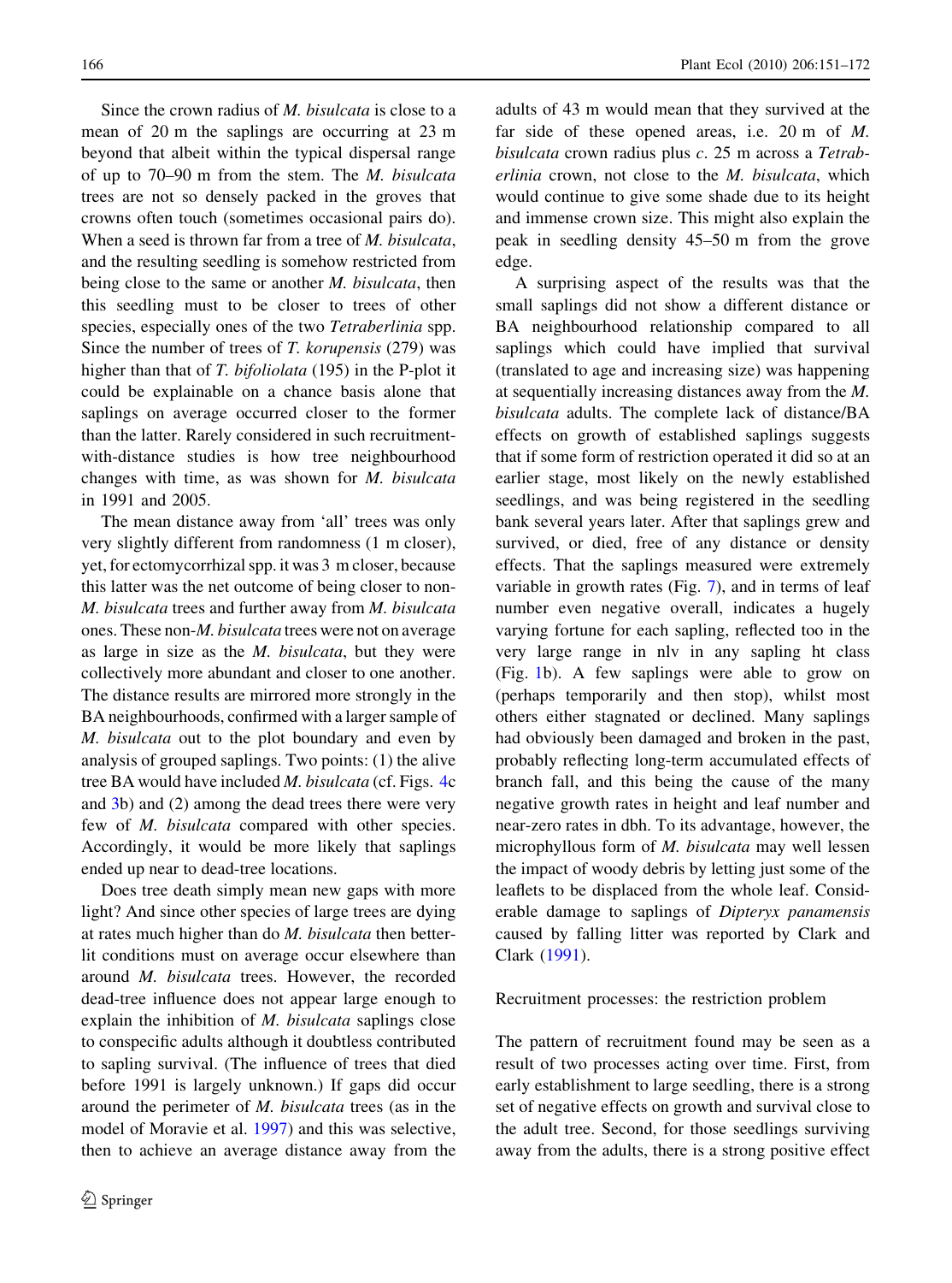Since the crown radius of *M. bisulcata* is close to a mean of 20 m the saplings are occurring at 23 m beyond that albeit within the typical dispersal range of up to 70–90 m from the stem. The *M. bisulcata* trees are not so densely packed in the groves that crowns often touch (sometimes occasional pairs do). When a seed is thrown far from a tree of *M. bisulcata*, and the resulting seedling is somehow restricted from being close to the same or another *M. bisulcata*, then this seedling must to be closer to trees of other species, especially ones of the two *Tetraberlinia* spp. Since the number of trees of *T. korupensis* (279) was higher than that of *T. bifoliolata* (195) in the P-plot it could be explainable on a chance basis alone that saplings on average occurred closer to the former than the latter. Rarely considered in such recruitment-with-distance studies is how tree neighbourhood changes with time, as was shown for *M. bisulcata* in 1991 and 2005.

The mean distance away from 'all' trees was only very slightly different from randomness (1 m closer), yet, for ectomycorrhizal spp. it was 3 m closer, because this latter was the net outcome of being closer to non-*M. bisulcata* trees and further away from *M. bisulcata* ones. These non-*M. bisulcata* trees were not on average as large in size as the *M. bisulcata*, but they were collectively more abundant and closer to one another. The distance results are mirrored more strongly in the BA neighbourhoods, confirmed with a larger sample of *M. bisulcata* out to the plot boundary and even by analysis of grouped saplings. Two points: (1) the alive tree BA would have included *M. bisulcata* (cf. Figs. 4c and 3b) and (2) among the dead trees there were very few of *M. bisulcata* compared with other species. Accordingly, it would be more likely that saplings ended up near to dead-tree locations.

Does tree death simply mean new gaps with more light? And since other species of large trees are dying at rates much higher than do *M. bisulcata* then better-lit conditions must on average occur elsewhere than around *M. bisulcata* trees. However, the recorded dead-tree influence does not appear large enough to explain the inhibition of *M. bisulcata* saplings close to conspecific adults although it doubtless contributed to sapling survival. (The influence of trees that died before 1991 is largely unknown.) If gaps did occur around the perimeter of *M. bisulcata* trees (as in the model of Moravie et al. 1997) and this was selective, then to achieve an average distance away from the adults of 43 m would mean that they survived at the far side of these opened areas, i.e. 20 m of *M. bisulcata* crown radius plus *c*. 25 m across a *Tetraberlinia* crown, not close to the *M. bisulcata*, which would continue to give some shade due to its height and immense crown size. This might also explain the peak in seedling density 45–50 m from the grove edge.

A surprising aspect of the results was that the small saplings did not show a different distance or BA neighbourhood relationship compared to all saplings which could have implied that survival (translated to age and increasing size) was happening at sequentially increasing distances away from the *M. bisulcata* adults. The complete lack of distance/BA effects on growth of established saplings suggests that if some form of restriction operated it did so at an earlier stage, most likely on the newly established seedlings, and was being registered in the seedling bank several years later. After that saplings grew and survived, or died, free of any distance or density effects. That the saplings measured were extremely variable in growth rates (Fig. 7), and in terms of leaf number even negative overall, indicates a hugely varying fortune for each sapling, reflected too in the very large range in nlv in any sapling ht class (Fig. 1b). A few saplings were able to grow on (perhaps temporarily and then stop), whilst most others either stagnated or declined. Many saplings had obviously been damaged and broken in the past, probably reflecting long-term accumulated effects of branch fall, and this being the cause of the many negative growth rates in height and leaf number and near-zero rates in dbh. To its advantage, however, the microphyllous form of *M. bisulcata* may well lessen the impact of woody debris by letting just some of the leaflets to be displaced from the whole leaf. Considerable damage to saplings of *Dipteryx panamensis* caused by falling litter was reported by Clark and Clark (1991).

### Recruitment processes: the restriction problem

The pattern of recruitment found may be seen as a result of two processes acting over time. First, from early establishment to large seedling, there is a strong set of negative effects on growth and survival close to the adult tree. Second, for those seedlings surviving away from the adults, there is a strong positive effect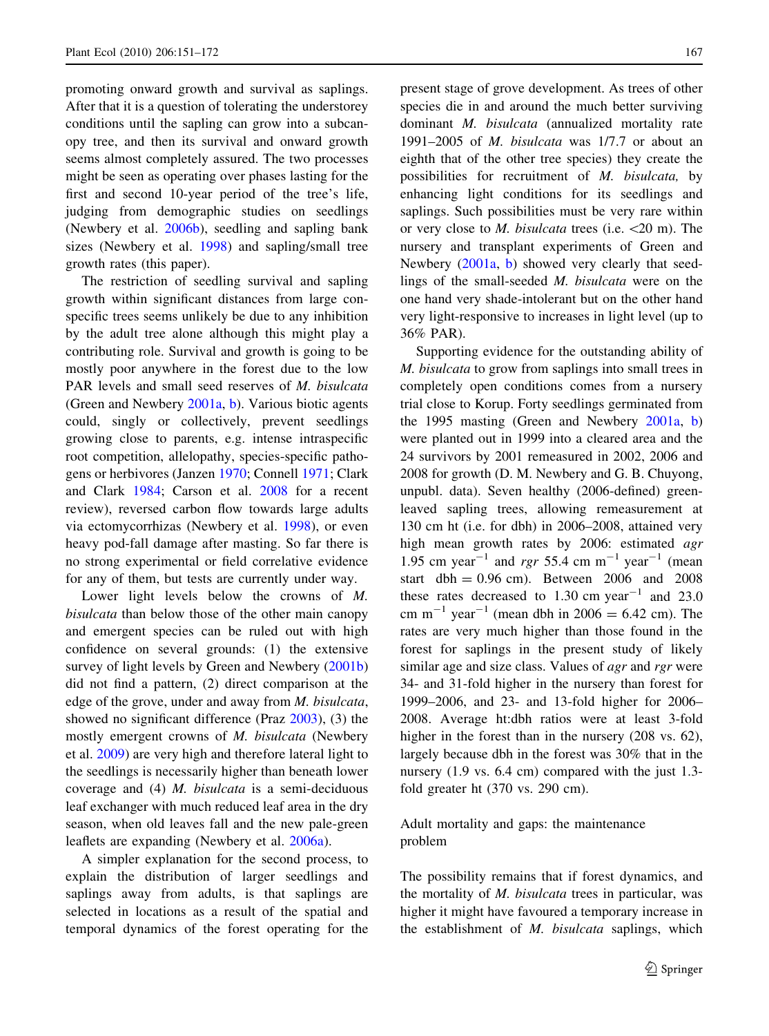promoting onward growth and survival as saplings. After that it is a question of tolerating the understorey conditions until the sapling can grow into a subcanopy tree, and then its survival and onward growth seems almost completely assured. The two processes might be seen as operating over phases lasting for the first and second 10-year period of the tree's life, judging from demographic studies on seedlings (Newbery et al. 2006b), seedling and sapling bank sizes (Newbery et al. 1998) and sapling/small tree growth rates (this paper).

The restriction of seedling survival and sapling growth within significant distances from large conspecific trees seems unlikely be due to any inhibition by the adult tree alone although this might play a contributing role. Survival and growth is going to be mostly poor anywhere in the forest due to the low PAR levels and small seed reserves of *M. bisulcata* (Green and Newbery 2001a, b). Various biotic agents could, singly or collectively, prevent seedlings growing close to parents, e.g. intense intraspecific root competition, allelopathy, species-specific pathogens or herbivores (Janzen 1970; Connell 1971; Clark and Clark 1984; Carson et al. 2008 for a recent review), reversed carbon flow towards large adults via ectomycorrhizas (Newbery et al. 1998), or even heavy pod-fall damage after masting. So far there is no strong experimental or field correlative evidence for any of them, but tests are currently under way.

Lower light levels below the crowns of *M. bisulcata* than below those of the other main canopy and emergent species can be ruled out with high confidence on several grounds: (1) the extensive survey of light levels by Green and Newbery (2001b) did not find a pattern, (2) direct comparison at the edge of the grove, under and away from *M. bisulcata*, showed no significant difference (Praz 2003), (3) the mostly emergent crowns of *M. bisulcata* (Newbery et al. 2009) are very high and therefore lateral light to the seedlings is necessarily higher than beneath lower coverage and (4) *M. bisulcata* is a semi-deciduous leaf exchanger with much reduced leaf area in the dry season, when old leaves fall and the new pale-green leaflets are expanding (Newbery et al. 2006a).

A simpler explanation for the second process, to explain the distribution of larger seedlings and saplings away from adults, is that saplings are selected in locations as a result of the spatial and temporal dynamics of the forest operating for the present stage of grove development. As trees of other species die in and around the much better surviving dominant *M. bisulcata* (annualized mortality rate 1991–2005 of *M. bisulcata* was 1/7.7 or about an eighth that of the other tree species) they create the possibilities for recruitment of *M. bisulcata,* by enhancing light conditions for its seedlings and saplings. Such possibilities must be very rare within or very close to *M. bisulcata* trees (i.e. <20 m). The nursery and transplant experiments of Green and Newbery (2001a, b) showed very clearly that seedlings of the small-seeded *M. bisulcata* were on the one hand very shade-intolerant but on the other hand very light-responsive to increases in light level (up to 36% PAR).

Supporting evidence for the outstanding ability of *M. bisulcata* to grow from saplings into small trees in completely open conditions comes from a nursery trial close to Korup. Forty seedlings germinated from the 1995 masting (Green and Newbery 2001a, b) were planted out in 1999 into a cleared area and the 24 survivors by 2001 remeasured in 2002, 2006 and 2008 for growth (D. M. Newbery and G. B. Chuyong, unpubl. data). Seven healthy (2006-defined) green-leaved sapling trees, allowing remeasurement at 130 cm ht (i.e. for dbh) in 2006–2008, attained very high mean growth rates by 2006: estimated *agr* 1.95 cm $year^{-1}$ and *rgr* 55.4 cm $m^{-1}$ $year^{-1}$ (mean start dbh = 0.96 cm). Between 2006 and 2008 these rates decreased to 1.30 cm $year^{-1}$ and 23.0 cm $m^{-1}$ $year^{-1}$ (mean dbh in 2006 = 6.42 cm). The rates are very much higher than those found in the forest for saplings in the present study of likely similar age and size class. Values of *agr* and *rgr* were 34- and 31-fold higher in the nursery than forest for 1999–2006, and 23- and 13-fold higher for 2006–2008. Average ht:dbh ratios were at least 3-fold higher in the forest than in the nursery (208 vs. 62), largely because dbh in the forest was 30% that in the nursery (1.9 vs. 6.4 cm) compared with the just 1.3-fold greater ht (370 vs. 290 cm).

## Adult mortality and gaps: the maintenance problem

The possibility remains that if forest dynamics, and the mortality of *M. bisulcata* trees in particular, was higher it might have favoured a temporary increase in the establishment of *M. bisulcata* saplings, which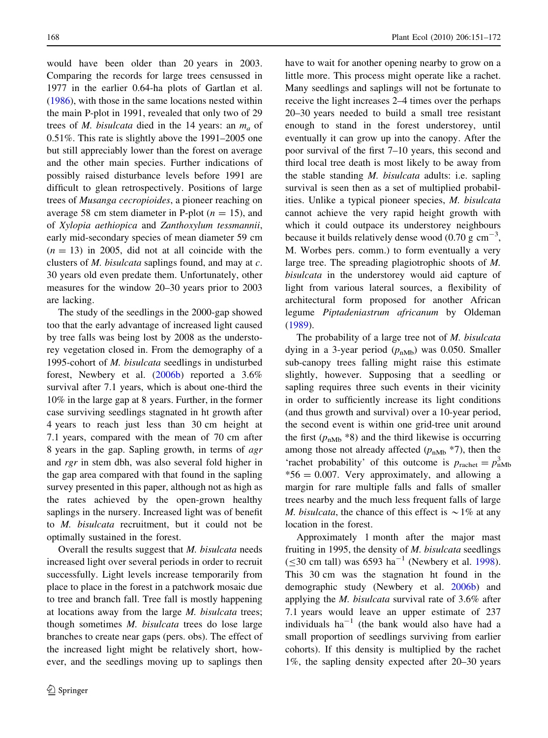would have been older than 20 years in 2003. Comparing the records for large trees censussed in 1977 in the earlier 0.64-ha plots of Gartlan et al. (1986), with those in the same locations nested within the main P-plot in 1991, revealed that only two of 29 trees of *M. bisulcata* died in the 14 years: an $m_a$ of 0.51%. This rate is slightly above the 1991–2005 one but still appreciably lower than the forest on average and the other main species. Further indications of possibly raised disturbance levels before 1991 are difficult to glean retrospectively. Positions of large trees of *Musanga cecropioides*, a pioneer reaching on average 58 cm stem diameter in P-plot ($n = 15$), and of *Xylopia aethiopica* and *Zanthoxylum tessmannii*, early mid-secondary species of mean diameter 59 cm ($n = 13$) in 2005, did not at all coincide with the clusters of *M. bisulcata* saplings found, and may at *c*. 30 years old even predate them. Unfortunately, other measures for the window 20–30 years prior to 2003 are lacking.

The study of the seedlings in the 2000-gap showed too that the early advantage of increased light caused by tree falls was being lost by 2008 as the understorey vegetation closed in. From the demography of a 1995-cohort of *M. bisulcata* seedlings in undisturbed forest, Newbery et al. (2006b) reported a 3.6% survival after 7.1 years, which is about one-third the 10% in the large gap at 8 years. Further, in the former case surviving seedlings stagnated in ht growth after 4 years to reach just less than 30 cm height at 7.1 years, compared with the mean of 70 cm after 8 years in the gap. Sapling growth, in terms of *agr* and *rgr* in stem dbh, was also several fold higher in the gap area compared with that found in the sapling survey presented in this paper, although not as high as the rates achieved by the open-grown healthy saplings in the nursery. Increased light was of benefit to *M. bisulcata* recruitment, but it could not be optimally sustained in the forest.

Overall the results suggest that *M. bisulcata* needs increased light over several periods in order to recruit successfully. Light levels increase temporarily from place to place in the forest in a patchwork mosaic due to tree and branch fall. Tree fall is mostly happening at locations away from the large *M. bisulcata* trees; though sometimes *M. bisulcata* trees do lose large branches to create near gaps (pers. obs). The effect of the increased light might be relatively short, however, and the seedlings moving up to saplings then have to wait for another opening nearby to grow on a little more. This process might operate like a rachet. Many seedlings and saplings will not be fortunate to receive the light increases 2–4 times over the perhaps 20–30 years needed to build a small tree resistant enough to stand in the forest understorey, until eventually it can grow up into the canopy. After the poor survival of the first 7–10 years, this second and third local tree death is most likely to be away from the stable standing *M. bisulcata* adults: i.e. sapling survival is seen then as a set of multiplied probabilities. Unlike a typical pioneer species, *M. bisulcata* cannot achieve the very rapid height growth with which it could outpace its understorey neighbours because it builds relatively dense wood (0.70 g cm$^{-3}$, M. Worbes pers. comm.) to form eventually a very large tree. The spreading plagiotrophic shoots of *M. bisulcata* in the understorey would aid capture of light from various lateral sources, a flexibility of architectural form proposed for another African legume *Piptadeniastrum africanum* by Oldeman (1989).

The probability of a large tree not of *M. bisulcata* dying in a 3-year period ($p_{\mathrm{nMb}}$) was 0.050. Smaller sub-canopy trees falling might raise this estimate slightly, however. Supposing that a seedling or sapling requires three such events in their vicinity in order to sufficiently increase its light conditions (and thus growth and survival) over a 10-year period, the second event is within one grid-tree unit around the first ($p_{\mathrm{nMb}}$ *8) and the third likewise is occurring among those not already affected ($p_{\mathrm{nMb}}$ *7), then the 'rachet probability' of this outcome is $p_{\mathrm{rachet}} = p_{\mathrm{nMb}}^{3}$ *56 = 0.007. Very approximately, and allowing a margin for rare multiple falls and falls of smaller trees nearby and the much less frequent falls of large *M. bisulcata*, the chance of this effect is ~1% at any location in the forest.

Approximately 1 month after the major mast fruiting in 1995, the density of *M. bisulcata* seedlings ($\leq$30 cm tall) was 6593 ha$^{-1}$ (Newbery et al. 1998). This 30 cm was the stagnation ht found in the demographic study (Newbery et al. 2006b) and applying the *M. bisulcata* survival rate of 3.6% after 7.1 years would leave an upper estimate of 237 individuals ha$^{-1}$ (the bank would also have had a small proportion of seedlings surviving from earlier cohorts). If this density is multiplied by the rachet 1%, the sapling density expected after 20–30 years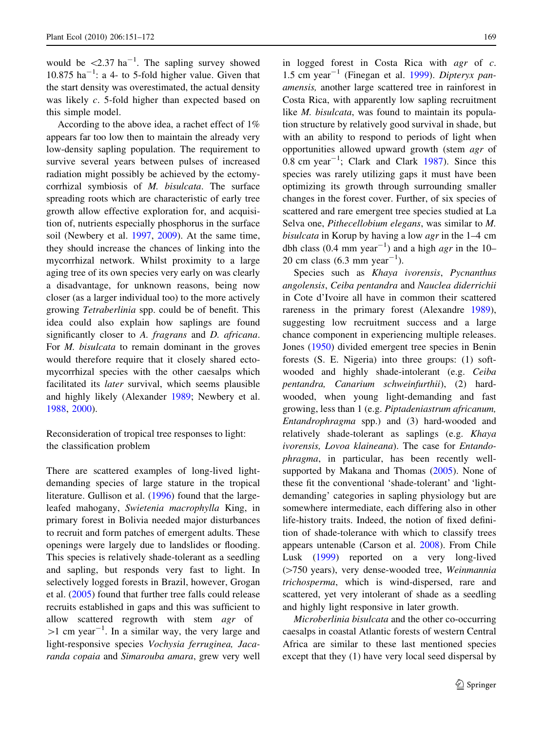would be <2.37 ha$^{-1}$. The sapling survey showed 10.875 ha$^{-1}$: a 4- to 5-fold higher value. Given that the start density was overestimated, the actual density was likely *c*. 5-fold higher than expected based on this simple model.

According to the above idea, a rachet effect of 1% appears far too low then to maintain the already very low-density sapling population. The requirement to survive several years between pulses of increased radiation might possibly be achieved by the ectomycorrhizal symbiosis of *M. bisulcata*. The surface spreading roots which are characteristic of early tree growth allow effective exploration for, and acquisition of, nutrients especially phosphorus in the surface soil (Newbery et al. 1997, 2009). At the same time, they should increase the chances of linking into the mycorrhizal network. Whilst proximity to a large aging tree of its own species very early on was clearly a disadvantage, for unknown reasons, being now closer (as a larger individual too) to the more actively growing *Tetraberlinia* spp. could be of benefit. This idea could also explain how saplings are found significantly closer to *A. fragrans* and *D. africana*. For *M. bisulcata* to remain dominant in the groves would therefore require that it closely shared ectomycorrhizal species with the other caesalps which facilitated its *later* survival, which seems plausible and highly likely (Alexander 1989; Newbery et al. 1988, 2000).

## Reconsideration of tropical tree responses to light: the classification problem

There are scattered examples of long-lived light-demanding species of large stature in the tropical literature. Gullison et al. (1996) found that the large-leafed mahogany, *Swietenia macrophylla* King, in primary forest in Bolivia needed major disturbances to recruit and form patches of emergent adults. These openings were largely due to landslides or flooding. This species is relatively shade-tolerant as a seedling and sapling, but responds very fast to light. In selectively logged forests in Brazil, however, Grogan et al. (2005) found that further tree falls could release recruits established in gaps and this was sufficient to allow scattered regrowth with stem *agr* of >1 cm year$^{-1}$. In a similar way, the very large and light-responsive species *Vochysia ferruginea*, *Jacaranda copaia* and *Simarouba amara*, grew very well in logged forest in Costa Rica with *agr* of *c*. 1.5 cm year$^{-1}$ (Finegan et al. 1999). *Dipteryx panamensis,* another large scattered tree in rainforest in Costa Rica, with apparently low sapling recruitment like *M. bisulcata*, was found to maintain its population structure by relatively good survival in shade, but with an ability to respond to periods of light when opportunities allowed upward growth (stem *agr* of 0.8 cm year$^{-1}$; Clark and Clark 1987). Since this species was rarely utilizing gaps it must have been optimizing its growth through surrounding smaller changes in the forest cover. Further, of six species of scattered and rare emergent tree species studied at La Selva one, *Pithecellobium elegans*, was similar to *M. bisulcata* in Korup by having a low *agr* in the 1–4 cm dbh class (0.4 mm year$^{-1}$) and a high *agr* in the 10–20 cm class (6.3 mm year$^{-1}$).

Species such as *Khaya ivorensis*, *Pycnanthus angolensis*, *Ceiba pentandra* and *Nauclea diderrichii* in Cote d'Ivoire all have in common their scattered rareness in the primary forest (Alexandre 1989), suggesting low recruitment success and a large chance component in experiencing multiple releases. Jones (1950) divided emergent tree species in Benin forests (S. E. Nigeria) into three groups: (1) soft-wooded and highly shade-intolerant (e.g. *Ceiba pentandra, Canarium schweinfurthii*), (2) hard-wooded, when young light-demanding and fast growing, less than 1 (e.g. *Piptadeniastrum africanum, Entandrophragma* spp.) and (3) hard-wooded and relatively shade-tolerant as saplings (e.g. *Khaya ivorensis, Lovoa klaineana*). The case for *Entandrophragma*, in particular, has been recently well-supported by Makana and Thomas (2005). None of these fit the conventional 'shade-tolerant' and 'light-demanding' categories in sapling physiology but are somewhere intermediate, each differing also in other life-history traits. Indeed, the notion of fixed definition of shade-tolerance with which to classify trees appears untenable (Carson et al. 2008). From Chile Lusk (1999) reported on a very long-lived (>750 years), very dense-wooded tree, *Weinmannia trichosperma*, which is wind-dispersed, rare and scattered, yet very intolerant of shade as a seedling and highly light responsive in later growth.

*Microberlinia bisulcata* and the other co-occurring caesalps in coastal Atlantic forests of western Central Africa are similar to these last mentioned species except that they (1) have very local seed dispersal by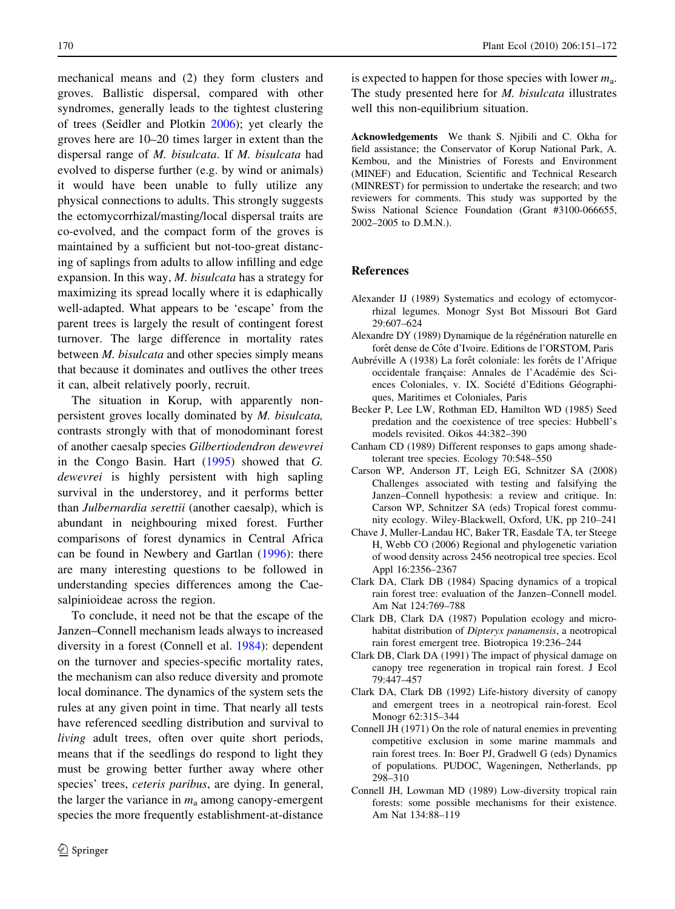mechanical means and (2) they form clusters and groves. Ballistic dispersal, compared with other syndromes, generally leads to the tightest clustering of trees (Seidler and Plotkin 2006); yet clearly the groves here are 10–20 times larger in extent than the dispersal range of *M. bisulcata*. If *M. bisulcata* had evolved to disperse further (e.g. by wind or animals) it would have been unable to fully utilize any physical connections to adults. This strongly suggests the ectomycorrhizal/masting/local dispersal traits are co-evolved, and the compact form of the groves is maintained by a sufficient but not-too-great distancing of saplings from adults to allow infilling and edge expansion. In this way, *M. bisulcata* has a strategy for maximizing its spread locally where it is edaphically well-adapted. What appears to be 'escape' from the parent trees is largely the result of contingent forest turnover. The large difference in mortality rates between *M. bisulcata* and other species simply means that because it dominates and outlives the other trees it can, albeit relatively poorly, recruit.

The situation in Korup, with apparently non-persistent groves locally dominated by *M. bisulcata,* contrasts strongly with that of monodominant forest of another caesalp species *Gilbertiodendron dewevrei* in the Congo Basin. Hart (1995) showed that *G. dewevrei* is highly persistent with high sapling survival in the understorey, and it performs better than *Julbernardia serettii* (another caesalp), which is abundant in neighbouring mixed forest. Further comparisons of forest dynamics in Central Africa can be found in Newbery and Gartlan (1996): there are many interesting questions to be followed in understanding species differences among the Caesalpinioideae across the region.

To conclude, it need not be that the escape of the Janzen–Connell mechanism leads always to increased diversity in a forest (Connell et al. 1984): dependent on the turnover and species-specific mortality rates, the mechanism can also reduce diversity and promote local dominance. The dynamics of the system sets the rules at any given point in time. That nearly all tests have referenced seedling distribution and survival to *living* adult trees, often over quite short periods, means that if the seedlings do respond to light they must be growing better further away where other species' trees, *ceteris paribus*, are dying. In general, the larger the variance in $m_a$ among canopy-emergent species the more frequently establishment-at-distance is expected to happen for those species with lower $m_a$. The study presented here for *M. bisulcata* illustrates well this non-equilibrium situation.

**Acknowledgements** We thank S. Njibili and C. Okha for field assistance; the Conservator of Korup National Park, A. Kembou, and the Ministries of Forests and Environment (MINEF) and Education, Scientific and Technical Research (MINREST) for permission to undertake the research; and two reviewers for comments. This study was supported by the Swiss National Science Foundation (Grant #3100-066655, 2002–2005 to D.M.N.).

## References

Alexander IJ (1989) Systematics and ecology of ectomycorrhizal legumes. Monogr Syst Bot Missouri Bot Gard 29:607–624

Alexandre DY (1989) Dynamique de la régénération naturelle en forêt dense de Côte d'Ivoire. Editions de l'ORSTOM, Paris

Aubréville A (1938) La forêt coloniale: les forêts de l'Afrique occidentale française: Annales de l'Académie des Sciences Coloniales, v. IX. Société d'Editions Géographiques, Maritimes et Coloniales, Paris

Becker P, Lee LW, Rothman ED, Hamilton WD (1985) Seed predation and the coexistence of tree species: Hubbell's models revisited. Oikos 44:382–390

Canham CD (1989) Different responses to gaps among shade-tolerant tree species. Ecology 70:548–550

Carson WP, Anderson JT, Leigh EG, Schnitzer SA (2008) Challenges associated with testing and falsifying the Janzen–Connell hypothesis: a review and critique. In: Carson WP, Schnitzer SA (eds) Tropical forest community ecology. Wiley-Blackwell, Oxford, UK, pp 210–241

Chave J, Muller-Landau HC, Baker TR, Easdale TA, ter Steege H, Webb CO (2006) Regional and phylogenetic variation of wood density across 2456 neotropical tree species. Ecol Appl 16:2356–2367

Clark DA, Clark DB (1984) Spacing dynamics of a tropical rain forest tree: evaluation of the Janzen–Connell model. Am Nat 124:769–788

Clark DB, Clark DA (1987) Population ecology and microhabitat distribution of *Dipteryx panamensis*, a neotropical rain forest emergent tree. Biotropica 19:236–244

Clark DB, Clark DA (1991) The impact of physical damage on canopy tree regeneration in tropical rain forest. J Ecol 79:447–457

Clark DA, Clark DB (1992) Life-history diversity of canopy and emergent trees in a neotropical rain-forest. Ecol Monogr 62:315–344

Connell JH (1971) On the role of natural enemies in preventing competitive exclusion in some marine mammals and rain forest trees. In: Boer PJ, Gradwell G (eds) Dynamics of populations. PUDOC, Wageningen, Netherlands, pp 298–310

Connell JH, Lowman MD (1989) Low-diversity tropical rain forests: some possible mechanisms for their existence. Am Nat 134:88–119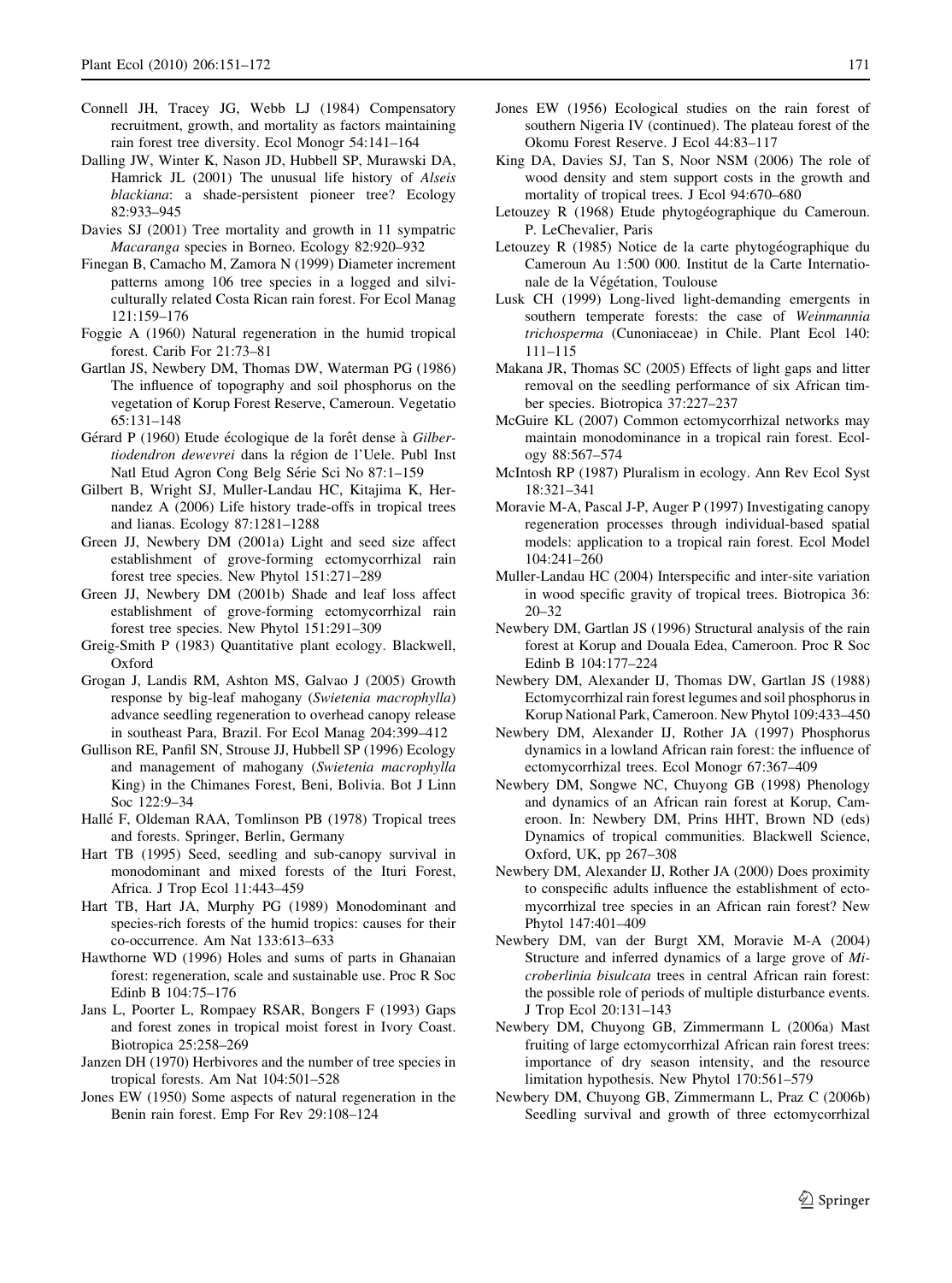Connell JH, Tracey JG, Webb LJ (1984) Compensatory recruitment, growth, and mortality as factors maintaining rain forest tree diversity. Ecol Monogr 54:141–164

Dalling JW, Winter K, Nason JD, Hubbell SP, Murawski DA, Hamrick JL (2001) The unusual life history of *Alseis blackiana*: a shade-persistent pioneer tree? Ecology 82:933–945

Davies SJ (2001) Tree mortality and growth in 11 sympatric *Macaranga* species in Borneo. Ecology 82:920–932

Finegan B, Camacho M, Zamora N (1999) Diameter increment patterns among 106 tree species in a logged and silviculturally related Costa Rican rain forest. For Ecol Manag 121:159–176

Foggie A (1960) Natural regeneration in the humid tropical forest. Carib For 21:73–81

Gartlan JS, Newbery DM, Thomas DW, Waterman PG (1986) The influence of topography and soil phosphorus on the vegetation of Korup Forest Reserve, Cameroun. Vegetatio 65:131–148

Gérard P (1960) Etude écologique de la forêt dense à *Gilbertiodendron dewevrei* dans la région de l'Uele. Publ Inst Natl Etud Agron Cong Belg Série Sci No 87:1–159

Gilbert B, Wright SJ, Muller-Landau HC, Kitajima K, Hernandez A (2006) Life history trade-offs in tropical trees and lianas. Ecology 87:1281–1288

Green JJ, Newbery DM (2001a) Light and seed size affect establishment of grove-forming ectomycorrhizal rain forest tree species. New Phytol 151:271–289

Green JJ, Newbery DM (2001b) Shade and leaf loss affect establishment of grove-forming ectomycorrhizal rain forest tree species. New Phytol 151:291–309

Greig-Smith P (1983) Quantitative plant ecology. Blackwell, Oxford

Grogan J, Landis RM, Ashton MS, Galvao J (2005) Growth response by big-leaf mahogany (*Swietenia macrophylla*) advance seedling regeneration to overhead canopy release in southeast Para, Brazil. For Ecol Manag 204:399–412

Gullison RE, Panfil SN, Strouse JJ, Hubbell SP (1996) Ecology and management of mahogany (*Swietenia macrophylla* King) in the Chimanes Forest, Beni, Bolivia. Bot J Linn Soc 122:9–34

Hallé F, Oldeman RAA, Tomlinson PB (1978) Tropical trees and forests. Springer, Berlin, Germany

Hart TB (1995) Seed, seedling and sub-canopy survival in monodominant and mixed forests of the Ituri Forest, Africa. J Trop Ecol 11:443–459

Hart TB, Hart JA, Murphy PG (1989) Monodominant and species-rich forests of the humid tropics: causes for their co-occurrence. Am Nat 133:613–633

Hawthorne WD (1996) Holes and sums of parts in Ghanaian forest: regeneration, scale and sustainable use. Proc R Soc Edinb B 104:75–176

Jans L, Poorter L, Rompaey RSAR, Bongers F (1993) Gaps and forest zones in tropical moist forest in Ivory Coast. Biotropica 25:258–269

Janzen DH (1970) Herbivores and the number of tree species in tropical forests. Am Nat 104:501–528

Jones EW (1950) Some aspects of natural regeneration in the Benin rain forest. Emp For Rev 29:108–124

Jones EW (1956) Ecological studies on the rain forest of southern Nigeria IV (continued). The plateau forest of the Okomu Forest Reserve. J Ecol 44:83–117

King DA, Davies SJ, Tan S, Noor NSM (2006) The role of wood density and stem support costs in the growth and mortality of tropical trees. J Ecol 94:670–680

Letouzey R (1968) Etude phytogéographique du Cameroun. P. LeChevalier, Paris

Letouzey R (1985) Notice de la carte phytogéographique du Cameroun Au 1:500 000. Institut de la Carte Internationale de la Végétation, Toulouse

Lusk CH (1999) Long-lived light-demanding emergents in southern temperate forests: the case of *Weinmannia trichosperma* (Cunoniaceae) in Chile. Plant Ecol 140: 111–115

Makana JR, Thomas SC (2005) Effects of light gaps and litter removal on the seedling performance of six African timber species. Biotropica 37:227–237

McGuire KL (2007) Common ectomycorrhizal networks may maintain monodominance in a tropical rain forest. Ecology 88:567–574

McIntosh RP (1987) Pluralism in ecology. Ann Rev Ecol Syst 18:321–341

Moravie M-A, Pascal J-P, Auger P (1997) Investigating canopy regeneration processes through individual-based spatial models: application to a tropical rain forest. Ecol Model 104:241–260

Muller-Landau HC (2004) Interspecific and inter-site variation in wood specific gravity of tropical trees. Biotropica 36: 20–32

Newbery DM, Gartlan JS (1996) Structural analysis of the rain forest at Korup and Douala Edea, Cameroon. Proc R Soc Edinb B 104:177–224

Newbery DM, Alexander IJ, Thomas DW, Gartlan JS (1988) Ectomycorrhizal rain forest legumes and soil phosphorus in Korup National Park, Cameroon. New Phytol 109:433–450

Newbery DM, Alexander IJ, Rother JA (1997) Phosphorus dynamics in a lowland African rain forest: the influence of ectomycorrhizal trees. Ecol Monogr 67:367–409

Newbery DM, Songwe NC, Chuyong GB (1998) Phenology and dynamics of an African rain forest at Korup, Cameroon. In: Newbery DM, Prins HHT, Brown ND (eds) Dynamics of tropical communities. Blackwell Science, Oxford, UK, pp 267–308

Newbery DM, Alexander IJ, Rother JA (2000) Does proximity to conspecific adults influence the establishment of ectomycorrhizal tree species in an African rain forest? New Phytol 147:401–409

Newbery DM, van der Burgt XM, Moravie M-A (2004) Structure and inferred dynamics of a large grove of *Microberlinia bisulcata* trees in central African rain forest: the possible role of periods of multiple disturbance events. J Trop Ecol 20:131–143

Newbery DM, Chuyong GB, Zimmermann L (2006a) Mast fruiting of large ectomycorrhizal African rain forest trees: importance of dry season intensity, and the resource limitation hypothesis. New Phytol 170:561–579

Newbery DM, Chuyong GB, Zimmermann L, Praz C (2006b) Seedling survival and growth of three ectomycorrhizal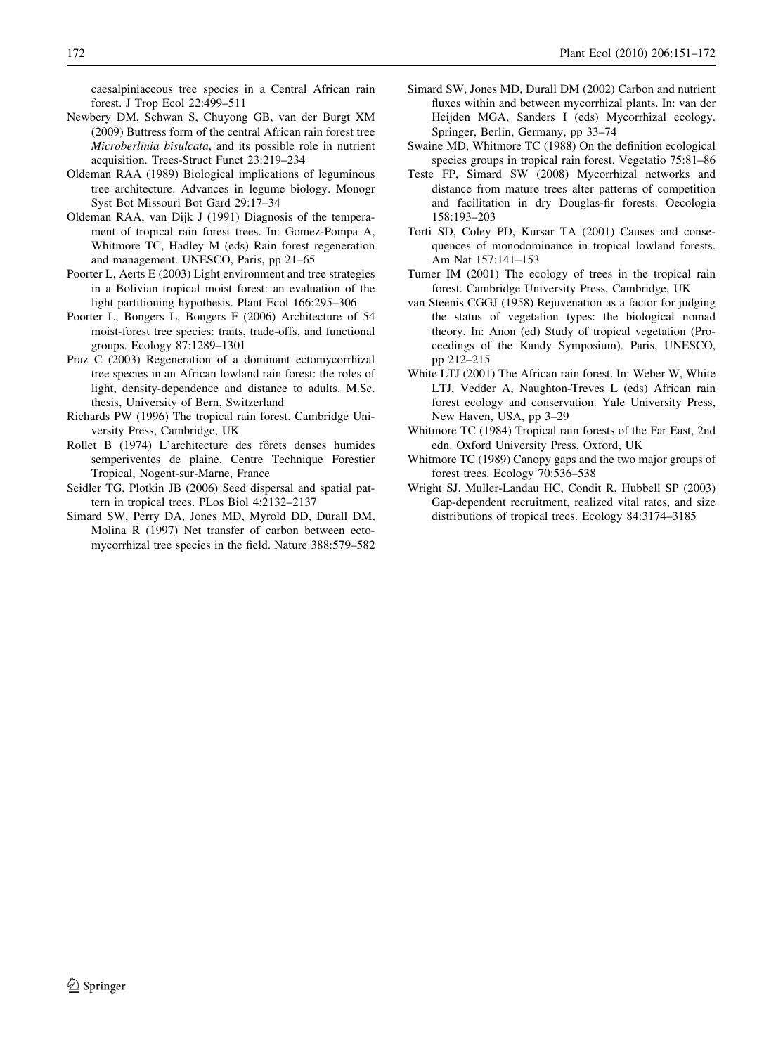caesalpiniaceous tree species in a Central African rain forest. J Trop Ecol 22:499–511

Newbery DM, Schwan S, Chuyong GB, van der Burgt XM (2009) Buttress form of the central African rain forest tree *Microberlinia bisulcata*, and its possible role in nutrient acquisition. Trees-Struct Funct 23:219–234

Oldeman RAA (1989) Biological implications of leguminous tree architecture. Advances in legume biology. Monogr Syst Bot Missouri Bot Gard 29:17–34

Oldeman RAA, van Dijk J (1991) Diagnosis of the temperament of tropical rain forest trees. In: Gomez-Pompa A, Whitmore TC, Hadley M (eds) Rain forest regeneration and management. UNESCO, Paris, pp 21–65

Poorter L, Aerts E (2003) Light environment and tree strategies in a Bolivian tropical moist forest: an evaluation of the light partitioning hypothesis. Plant Ecol 166:295–306

Poorter L, Bongers L, Bongers F (2006) Architecture of 54 moist-forest tree species: traits, trade-offs, and functional groups. Ecology 87:1289–1301

Praz C (2003) Regeneration of a dominant ectomycorrhizal tree species in an African lowland rain forest: the roles of light, density-dependence and distance to adults. M.Sc. thesis, University of Bern, Switzerland

Richards PW (1996) The tropical rain forest. Cambridge University Press, Cambridge, UK

Rollet B (1974) L'architecture des fôrets denses humides semperiventes de plaine. Centre Technique Forestier Tropical, Nogent-sur-Marne, France

Seidler TG, Plotkin JB (2006) Seed dispersal and spatial pattern in tropical trees. PLos Biol 4:2132–2137

Simard SW, Perry DA, Jones MD, Myrold DD, Durall DM, Molina R (1997) Net transfer of carbon between ectomycorrhizal tree species in the field. Nature 388:579–582

Simard SW, Jones MD, Durall DM (2002) Carbon and nutrient fluxes within and between mycorrhizal plants. In: van der Heijden MGA, Sanders I (eds) Mycorrhizal ecology. Springer, Berlin, Germany, pp 33–74

Swaine MD, Whitmore TC (1988) On the definition ecological species groups in tropical rain forest. Vegetatio 75:81–86

Teste FP, Simard SW (2008) Mycorrhizal networks and distance from mature trees alter patterns of competition and facilitation in dry Douglas-fir forests. Oecologia 158:193–203

Torti SD, Coley PD, Kursar TA (2001) Causes and consequences of monodominance in tropical lowland forests. Am Nat 157:141–153

Turner IM (2001) The ecology of trees in the tropical rain forest. Cambridge University Press, Cambridge, UK

van Steenis CGGJ (1958) Rejuvenation as a factor for judging the status of vegetation types: the biological nomad theory. In: Anon (ed) Study of tropical vegetation (Proceedings of the Kandy Symposium). Paris, UNESCO, pp 212–215

White LTJ (2001) The African rain forest. In: Weber W, White LTJ, Vedder A, Naughton-Treves L (eds) African rain forest ecology and conservation. Yale University Press, New Haven, USA, pp 3–29

Whitmore TC (1984) Tropical rain forests of the Far East, 2nd edn. Oxford University Press, Oxford, UK

Whitmore TC (1989) Canopy gaps and the two major groups of forest trees. Ecology 70:536–538

Wright SJ, Muller-Landau HC, Condit R, Hubbell SP (2003) Gap-dependent recruitment, realized vital rates, and size distributions of tropical trees. Ecology 84:3174–3185